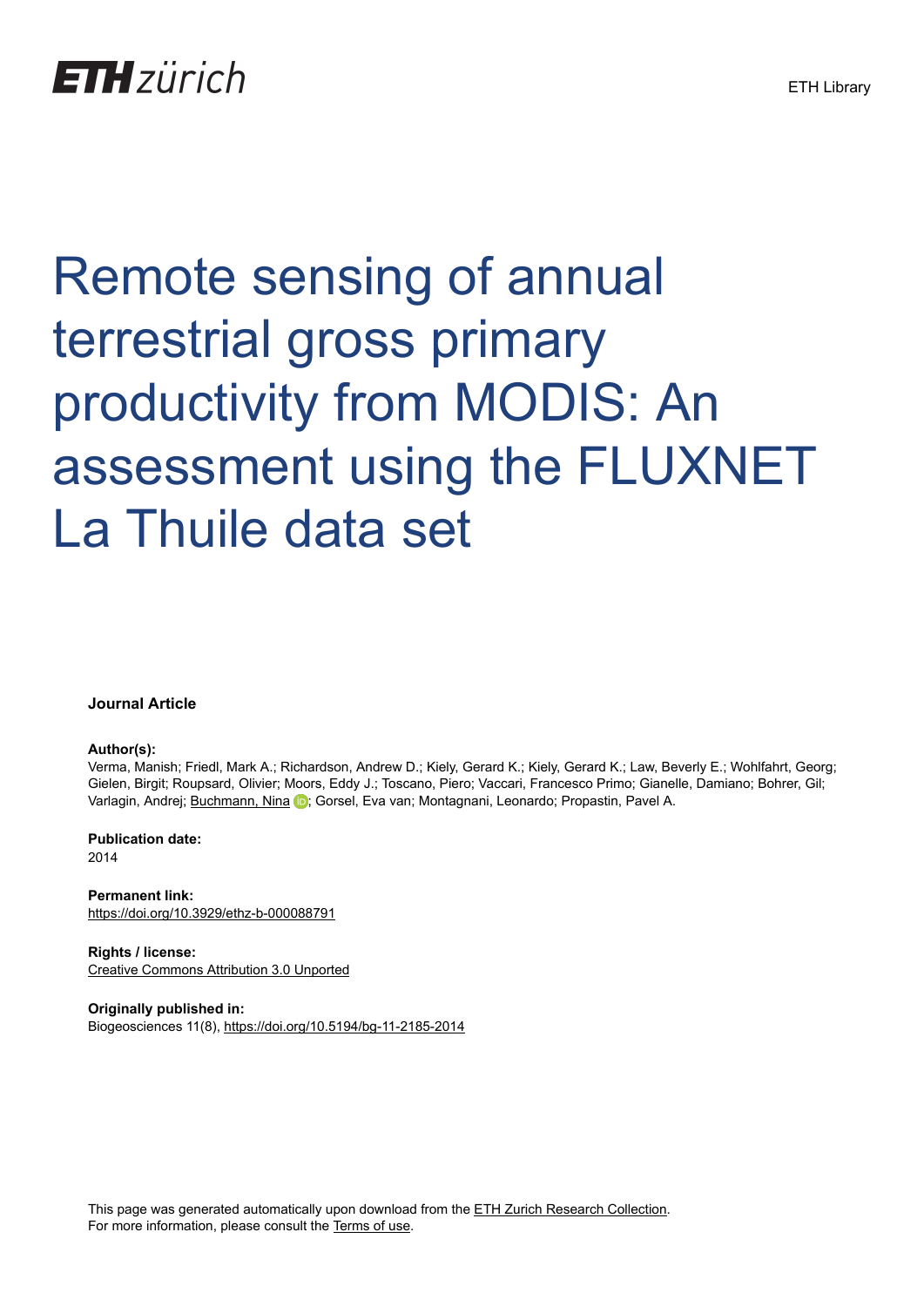ETH zürich

ETH Library

# Remote sensing of annual terrestrial gross primary productivity from MODIS: An assessment using the FLUXNET La Thuile data set

**Journal Article**

**Author(s):**
Verma, Manish; Friedl, Mark A.; Richardson, Andrew D.; Kiely, Gerard K.; Kiely, Gerard K.; Law, Beverly E.; Wohlfahrt, Georg; Gielen, Birgit; Roupsard, Olivier; Moors, Eddy J.; Toscano, Piero; Vaccari, Francesco Primo; Gianelle, Damiano; Bohrer, Gil; Varlagin, Andrej; Buchmann, Nina; Gorsel, Eva van; Montagnani, Leonardo; Propastin, Pavel A.

**Publication date:**
2014

**Permanent link:**
https://doi.org/10.3929/ethz-b-000088791

**Rights / license:**
Creative Commons Attribution 3.0 Unported

**Originally published in:**
Biogeosciences 11(8), https://doi.org/10.5194/bg-11-2185-2014

This page was generated automatically upon download from the ETH Zurich Research Collection.
For more information, please consult the Terms of use.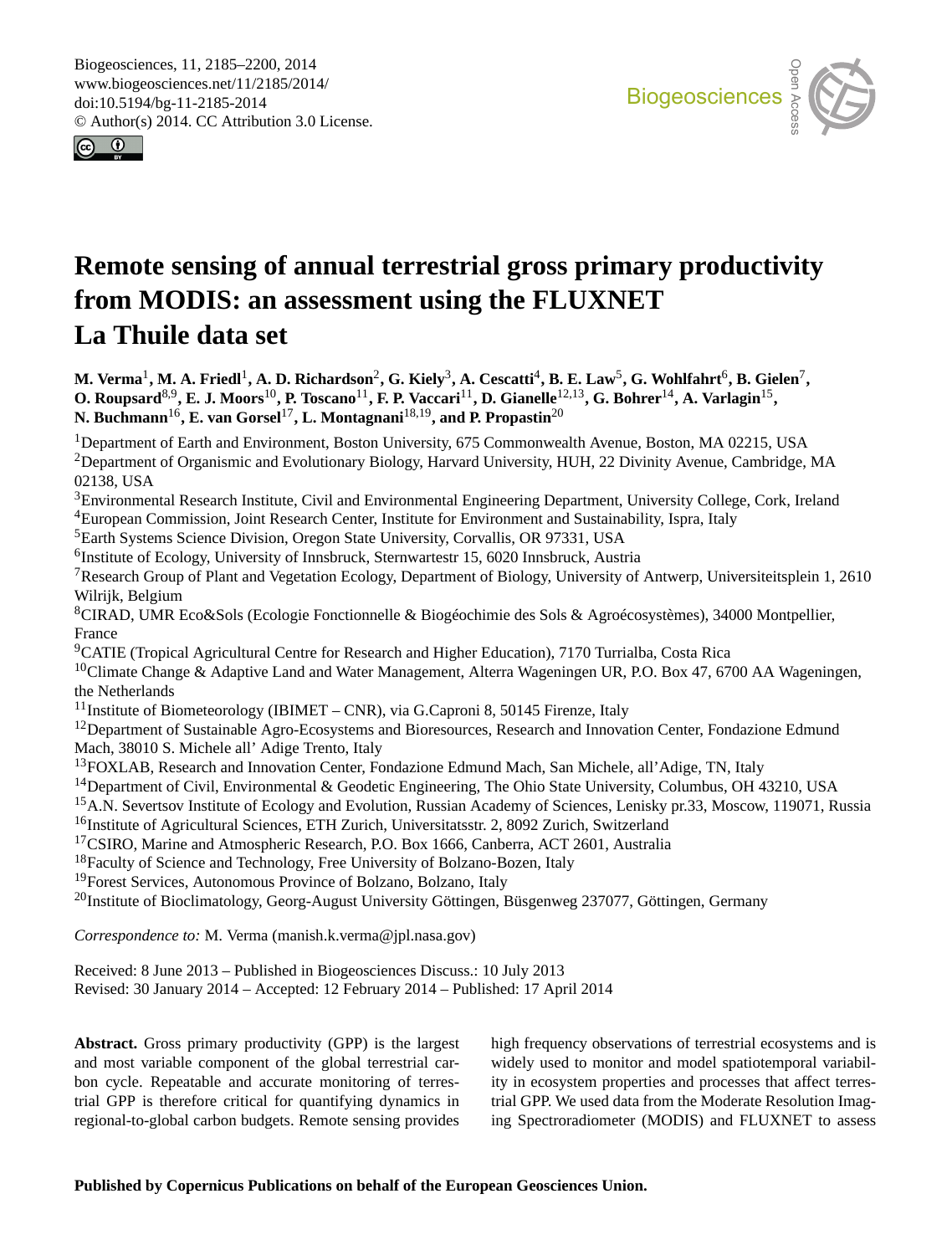# Remote sensing of annual terrestrial gross primary productivity from MODIS: an assessment using the FLUXNET La Thuile data set

**M. Verma**[1], **M. A. Friedl**[1], **A. D. Richardson**[2], **G. Kiely**[3], **A. Cescatti**[4], **B. E. Law**[5], **G. Wohlfahrt**[6], **B. Gielen**[7], **O. Roupsard**[8,9], **E. J. Moors**[10], **P. Toscano**[11], **F. P. Vaccari**[11], **D. Gianelle**[12,13], **G. Bohrer**[14], **A. Varlagin**[15], **N. Buchmann**[16], **E. van Gorsel**[17], **L. Montagnani**[18,19], and **P. Propastin**[20]

[1]Department of Earth and Environment, Boston University, 675 Commonwealth Avenue, Boston, MA 02215, USA
[2]Department of Organismic and Evolutionary Biology, Harvard University, HUH, 22 Divinity Avenue, Cambridge, MA 02138, USA
[3]Environmental Research Institute, Civil and Environmental Engineering Department, University College, Cork, Ireland
[4]European Commission, Joint Research Center, Institute for Environment and Sustainability, Ispra, Italy
[5]Earth Systems Science Division, Oregon State University, Corvallis, OR 97331, USA
[6]Institute of Ecology, University of Innsbruck, Sternwartestr 15, 6020 Innsbruck, Austria
[7]Research Group of Plant and Vegetation Ecology, Department of Biology, University of Antwerp, Universiteitsplein 1, 2610 Wilrijk, Belgium
[8]CIRAD, UMR Eco&Sols (Ecologie Fonctionnelle & Biogéochimie des Sols & Agroécosystèmes), 34000 Montpellier, France
[9]CATIE (Tropical Agricultural Centre for Research and Higher Education), 7170 Turrialba, Costa Rica
[10]Climate Change & Adaptive Land and Water Management, Alterra Wageningen UR, P.O. Box 47, 6700 AA Wageningen, the Netherlands
[11]Institute of Biometeorology (IBIMET – CNR), via G.Caproni 8, 50145 Firenze, Italy
[12]Department of Sustainable Agro-Ecosystems and Bioresources, Research and Innovation Center, Fondazione Edmund Mach, 38010 S. Michele all' Adige Trento, Italy
[13]FOXLAB, Research and Innovation Center, Fondazione Edmund Mach, San Michele, all'Adige, TN, Italy
[14]Department of Civil, Environmental & Geodetic Engineering, The Ohio State University, Columbus, OH 43210, USA
[15]A.N. Severtsov Institute of Ecology and Evolution, Russian Academy of Sciences, Lenisky pr.33, Moscow, 119071, Russia
[16]Institute of Agricultural Sciences, ETH Zurich, Universitatsstr. 2, 8092 Zurich, Switzerland
[17]CSIRO, Marine and Atmospheric Research, P.O. Box 1666, Canberra, ACT 2601, Australia
[18]Faculty of Science and Technology, Free University of Bolzano-Bozen, Italy
[19]Forest Services, Autonomous Province of Bolzano, Bolzano, Italy
[20]Institute of Bioclimatology, Georg-August University Göttingen, Büsgenweg 237077, Göttingen, Germany

*Correspondence to:* M. Verma (manish.k.verma@jpl.nasa.gov)

Received: 8 June 2013 – Published in Biogeosciences Discuss.: 10 July 2013
Revised: 30 January 2014 – Accepted: 12 February 2014 – Published: 17 April 2014

**Abstract.** Gross primary productivity (GPP) is the largest and most variable component of the global terrestrial carbon cycle. Repeatable and accurate monitoring of terrestrial GPP is therefore critical for quantifying dynamics in regional-to-global carbon budgets. Remote sensing provides high frequency observations of terrestrial ecosystems and is widely used to monitor and model spatiotemporal variability in ecosystem properties and processes that affect terrestrial GPP. We used data from the Moderate Resolution Imaging Spectroradiometer (MODIS) and FLUXNET to assess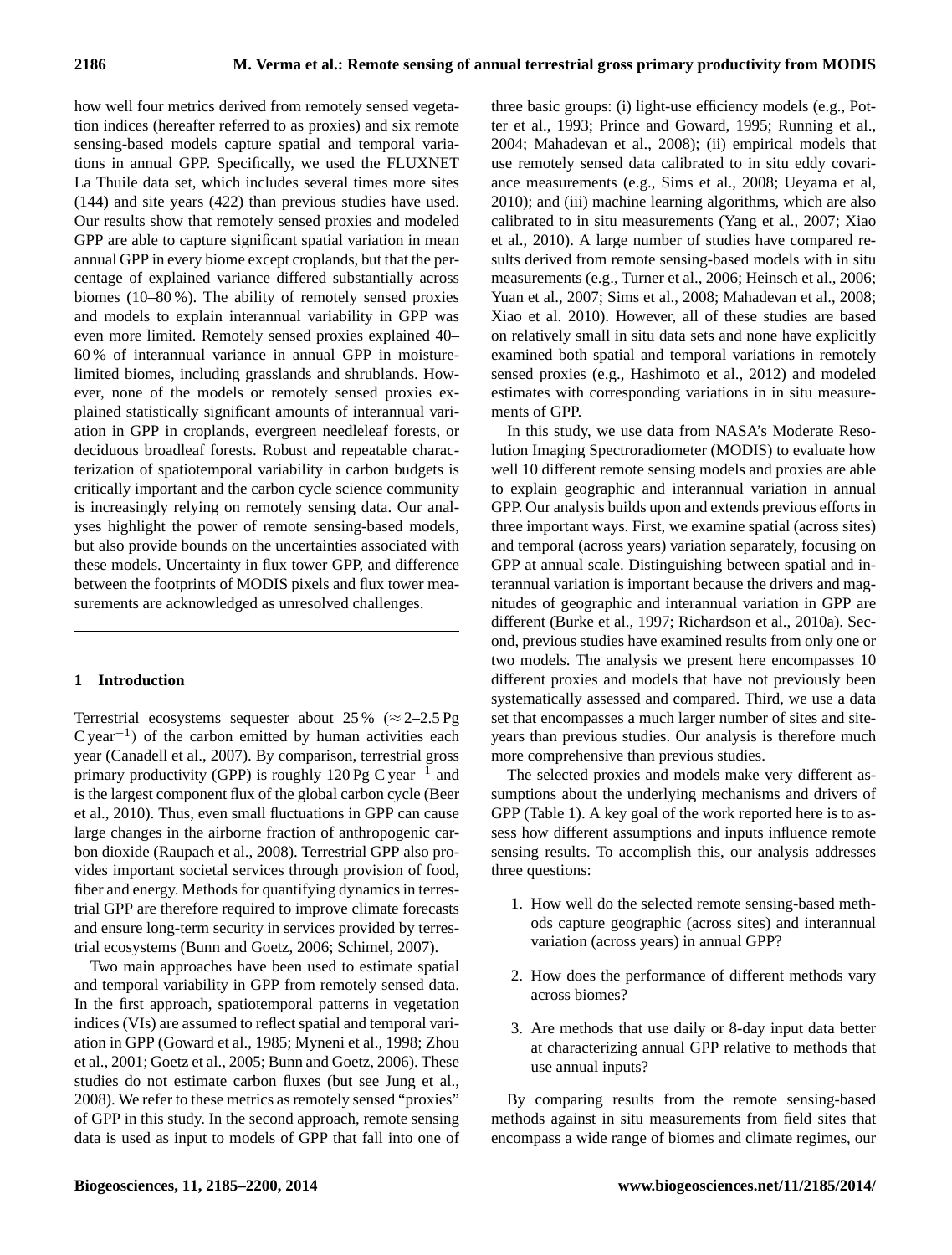how well four metrics derived from remotely sensed vegetation indices (hereafter referred to as proxies) and six remote sensing-based models capture spatial and temporal variations in annual GPP. Specifically, we used the FLUXNET La Thuile data set, which includes several times more sites (144) and site years (422) than previous studies have used. Our results show that remotely sensed proxies and modeled GPP are able to capture significant spatial variation in mean annual GPP in every biome except croplands, but that the percentage of explained variance differed substantially across biomes (10–80 %). The ability of remotely sensed proxies and models to explain interannual variability in GPP was even more limited. Remotely sensed proxies explained 40–60 % of interannual variance in annual GPP in moisture-limited biomes, including grasslands and shrublands. However, none of the models or remotely sensed proxies explained statistically significant amounts of interannual variation in GPP in croplands, evergreen needleleaf forests, or deciduous broadleaf forests. Robust and repeatable characterization of spatiotemporal variability in carbon budgets is critically important and the carbon cycle science community is increasingly relying on remotely sensing data. Our analyses highlight the power of remote sensing-based models, but also provide bounds on the uncertainties associated with these models. Uncertainty in flux tower GPP, and difference between the footprints of MODIS pixels and flux tower measurements are acknowledged as unresolved challenges.

## 1 Introduction

Terrestrial ecosystems sequester about 25 % ($\approx$ 2–2.5 Pg C year$^{-1}$) of the carbon emitted by human activities each year (Canadell et al., 2007). By comparison, terrestrial gross primary productivity (GPP) is roughly 120 Pg C year$^{-1}$ and is the largest component flux of the global carbon cycle (Beer et al., 2010). Thus, even small fluctuations in GPP can cause large changes in the airborne fraction of anthropogenic carbon dioxide (Raupach et al., 2008). Terrestrial GPP also provides important societal services through provision of food, fiber and energy. Methods for quantifying dynamics in terrestrial GPP are therefore required to improve climate forecasts and ensure long-term security in services provided by terrestrial ecosystems (Bunn and Goetz, 2006; Schimel, 2007).

Two main approaches have been used to estimate spatial and temporal variability in GPP from remotely sensed data. In the first approach, spatiotemporal patterns in vegetation indices (VIs) are assumed to reflect spatial and temporal variation in GPP (Goward et al., 1985; Myneni et al., 1998; Zhou et al., 2001; Goetz et al., 2005; Bunn and Goetz, 2006). These studies do not estimate carbon fluxes (but see Jung et al., 2008). We refer to these metrics as remotely sensed "proxies" of GPP in this study. In the second approach, remote sensing data is used as input to models of GPP that fall into one of three basic groups: (i) light-use efficiency models (e.g., Potter et al., 1993; Prince and Goward, 1995; Running et al., 2004; Mahadevan et al., 2008); (ii) empirical models that use remotely sensed data calibrated to in situ eddy covariance measurements (e.g., Sims et al., 2008; Ueyama et al, 2010); and (iii) machine learning algorithms, which are also calibrated to in situ measurements (Yang et al., 2007; Xiao et al., 2010). A large number of studies have compared results derived from remote sensing-based models with in situ measurements (e.g., Turner et al., 2006; Heinsch et al., 2006; Yuan et al., 2007; Sims et al., 2008; Mahadevan et al., 2008; Xiao et al. 2010). However, all of these studies are based on relatively small in situ data sets and none have explicitly examined both spatial and temporal variations in remotely sensed proxies (e.g., Hashimoto et al., 2012) and modeled estimates with corresponding variations in in situ measurements of GPP.

In this study, we use data from NASA's Moderate Resolution Imaging Spectroradiometer (MODIS) to evaluate how well 10 different remote sensing models and proxies are able to explain geographic and interannual variation in annual GPP. Our analysis builds upon and extends previous efforts in three important ways. First, we examine spatial (across sites) and temporal (across years) variation separately, focusing on GPP at annual scale. Distinguishing between spatial and interannual variation is important because the drivers and magnitudes of geographic and interannual variation in GPP are different (Burke et al., 1997; Richardson et al., 2010a). Second, previous studies have examined results from only one or two models. The analysis we present here encompasses 10 different proxies and models that have not previously been systematically assessed and compared. Third, we use a data set that encompasses a much larger number of sites and site-years than previous studies. Our analysis is therefore much more comprehensive than previous studies.

The selected proxies and models make very different assumptions about the underlying mechanisms and drivers of GPP (Table 1). A key goal of the work reported here is to assess how different assumptions and inputs influence remote sensing results. To accomplish this, our analysis addresses three questions:

1. How well do the selected remote sensing-based methods capture geographic (across sites) and interannual variation (across years) in annual GPP?
2. How does the performance of different methods vary across biomes?
3. Are methods that use daily or 8-day input data better at characterizing annual GPP relative to methods that use annual inputs?

By comparing results from the remote sensing-based methods against in situ measurements from field sites that encompass a wide range of biomes and climate regimes, our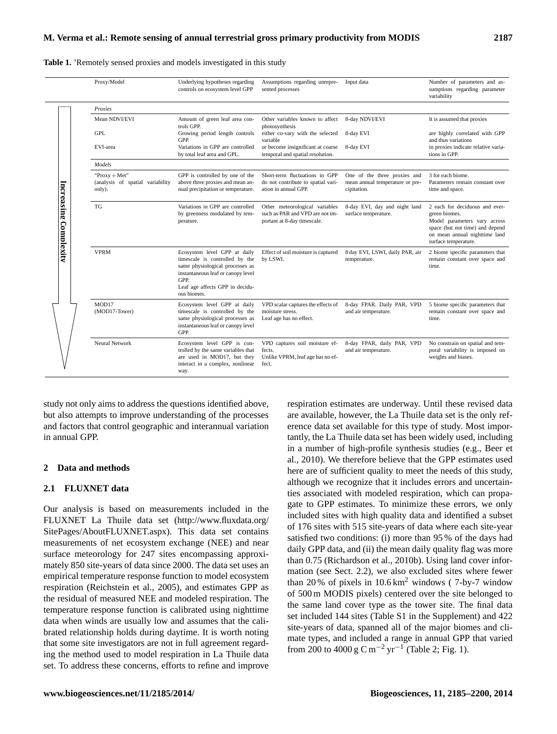**Table 1.** 'Remotely sensed proxies and models investigated in this study

| Proxy/Model | Underlying hypotheses regarding controls on ecosystem level GPP | Assumptions regarding unrepresented processes | Input data | Number of parameters and assumptions regarding parameter variability |
|---|---|---|---|---|
| *Proxies* | | | | |
| Mean NDVI/EVI | Amount of green leaf area controls GPP. | Other variables known to affect photosynthesis | 8-day NDVI/EVI | It is assumed that proxies |
| GPL | Growing period length controls GPP. | either co-vary with the selected variable | 8-day EVI | are highly correlated with GPP and thus variations |
| EVI-area | Variations in GPP are controlled by total leaf area and GPL. | or become insignificant at coarse temporal and spatial resolution. | 8-day EVI | in proxies indicate relative variations in GPP. |
| *Models* | | | | |
| "Proxy + Met" (analysis of spatial variability only). | GPP is controlled by one of the above three proxies and mean annual precipitation or temperature. | Short-term fluctuations in GPP do not contribute to spatial variation in annual GPP. | One of the three proxies and mean annual temperature or precipitation. | 3 for each biome. Parameters remain constant over time and space. |
| TG | Variations in GPP are controlled by greenness modulated by temperature. | Other meteorological variables such as PAR and VPD are not important at 8-day timescale. | 8-day EVI, day and night land surface temperature. | 2 each for deciduous and evergreen biomes. Model parameters vary across space (but not time) and depend on mean annual nighttime land surface temperature. |
| VPRM | Ecosystem level GPP at daily timescale is controlled by the same physiological processes as instantaneous leaf or canopy level GPP. Leaf age affects GPP in deciduous biomes. | Effect of soil moisture is captured by LSWI. | 8 day EVI, LSWI, daily PAR, air temperature. | 2 biome specific parameters that remain constant over space and time. |
| MOD17 (MOD17-Tower) | Ecosystem level GPP at daily timescale is controlled by the same physiological processes as instantaneous leaf or canopy level GPP. | VPD scalar captures the effects of moisture stress. Leaf age has no effect. | 8-day FPAR. Daily PAR, VPD and air temperature. | 5 biome specific parameters that remain constant over space and time. |
| Neural Network | Ecosystem level GPP is controlled by the same variables that are used in MOD17, but they interact in a complex, nonlinear way. | VPD captures soil moisture effects. Unlike VPRM, leaf age has no effect. | 8-day FPAR, daily PAR, VPD and air temperature. | No constrain on spatial and temporal variability is imposed on weights and biases. |

Increasing Complexity (arrow from Proxies to Neural Network)

study not only aims to address the questions identified above, but also attempts to improve understanding of the processes and factors that control geographic and interannual variation in annual GPP.

## 2 Data and methods

### 2.1 FLUXNET data

Our analysis is based on measurements included in the FLUXNET La Thuile data set (http://www.fluxdata.org/SitePages/AboutFLUXNET.aspx). This data set contains measurements of net ecosystem exchange (NEE) and near surface meteorology for 247 sites encompassing approximately 850 site-years of data since 2000. The data set uses an empirical temperature response function to model ecosystem respiration (Reichstein et al., 2005), and estimates GPP as the residual of measured NEE and modeled respiration. The temperature response function is calibrated using nighttime data when winds are usually low and assumes that the calibrated relationship holds during daytime. It is worth noting that some site investigators are not in full agreement regarding the method used to model respiration in La Thuile data set. To address these concerns, efforts to refine and improve respiration estimates are underway. Until these revised data are available, however, the La Thuile data set is the only reference data set available for this type of study. Most importantly, the La Thuile data set has been widely used, including in a number of high-profile synthesis studies (e.g., Beer et al., 2010). We therefore believe that the GPP estimates used here are of sufficient quality to meet the needs of this study, although we recognize that it includes errors and uncertainties associated with modeled respiration, which can propagate to GPP estimates. To minimize these errors, we only included sites with high quality data and identified a subset of 176 sites with 515 site-years of data where each site-year satisfied two conditions: (i) more than 95 % of the days had daily GPP data, and (ii) the mean daily quality flag was more than 0.75 (Richardson et al., 2010b). Using land cover information (see Sect. 2.2), we also excluded sites where fewer than 20 % of pixels in 10.6 $km^2$ windows ( 7-by-7 window of 500 m MODIS pixels) centered over the site belonged to the same land cover type as the tower site. The final data set included 144 sites (Table S1 in the Supplement) and 422 site-years of data, spanned all of the major biomes and climate types, and included a range in annual GPP that varied from 200 to 4000 g C $m^{-2}$ $yr^{-1}$ (Table 2; Fig. 1).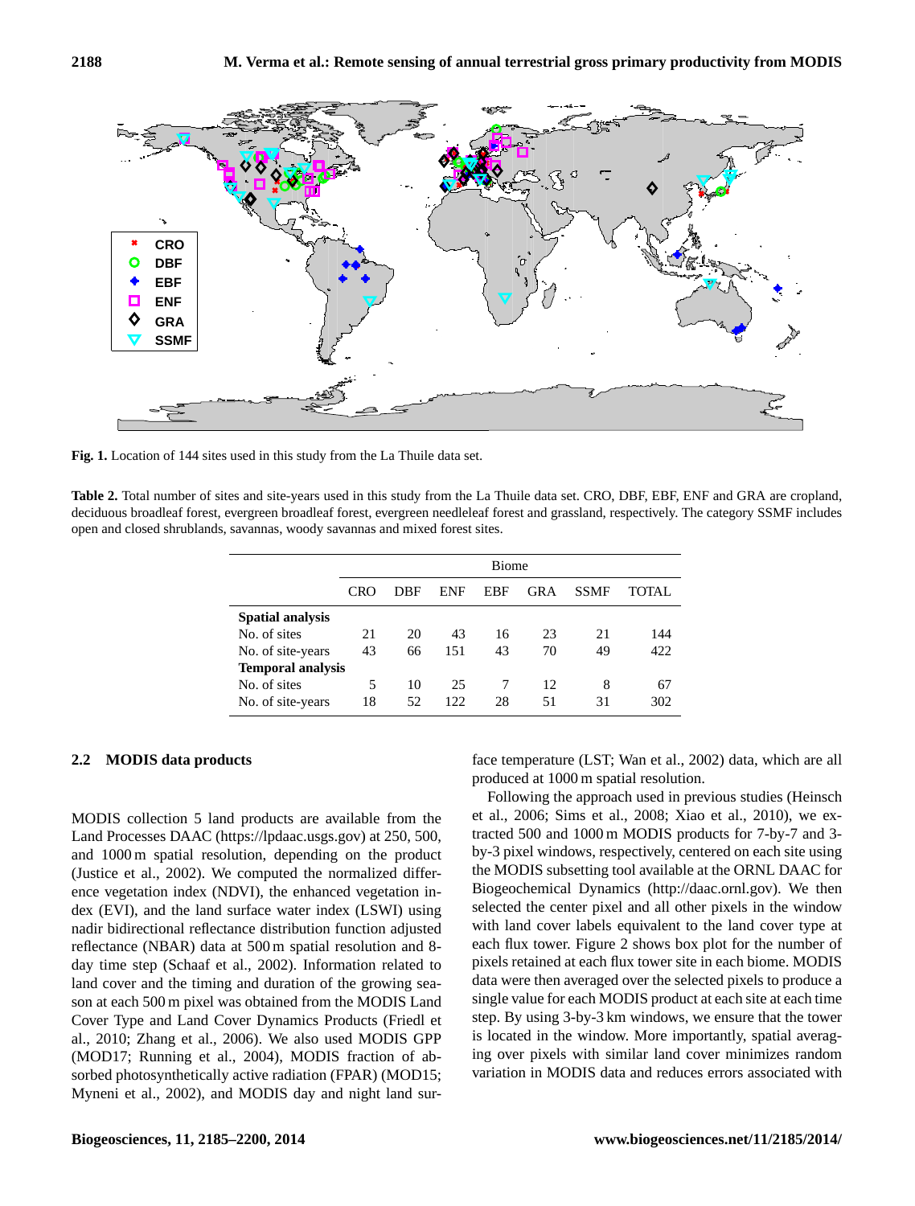**Fig. 1.** Location of 144 sites used in this study from the La Thuile data set.

**Table 2.** Total number of sites and site-years used in this study from the La Thuile data set. CRO, DBF, EBF, ENF and GRA are cropland, deciduous broadleaf forest, evergreen broadleaf forest, evergreen needleleaf forest and grassland, respectively. The category SSMF includes open and closed shrublands, savannas, woody savannas and mixed forest sites.

| | Biome | | | | | | |
|---|---|---|---|---|---|---|---|
| | CRO | DBF | ENF | EBF | GRA | SSMF | TOTAL |
| **Spatial analysis** | | | | | | | |
| No. of sites | 21 | 20 | 43 | 16 | 23 | 21 | 144 |
| No. of site-years | 43 | 66 | 151 | 43 | 70 | 49 | 422 |
| **Temporal analysis** | | | | | | | |
| No. of sites | 5 | 10 | 25 | 7 | 12 | 8 | 67 |
| No. of site-years | 18 | 52 | 122 | 28 | 51 | 31 | 302 |

### 2.2 MODIS data products

MODIS collection 5 land products are available from the Land Processes DAAC (https://lpdaac.usgs.gov) at 250, 500, and 1000 m spatial resolution, depending on the product (Justice et al., 2002). We computed the normalized difference vegetation index (NDVI), the enhanced vegetation index (EVI), and the land surface water index (LSWI) using nadir bidirectional reflectance distribution function adjusted reflectance (NBAR) data at 500 m spatial resolution and 8-day time step (Schaaf et al., 2002). Information related to land cover and the timing and duration of the growing season at each 500 m pixel was obtained from the MODIS Land Cover Type and Land Cover Dynamics Products (Friedl et al., 2010; Zhang et al., 2006). We also used MODIS GPP (MOD17; Running et al., 2004), MODIS fraction of absorbed photosynthetically active radiation (FPAR) (MOD15; Myneni et al., 2002), and MODIS day and night land surface temperature (LST; Wan et al., 2002) data, which are all produced at 1000 m spatial resolution.

Following the approach used in previous studies (Heinsch et al., 2006; Sims et al., 2008; Xiao et al., 2010), we extracted 500 and 1000 m MODIS products for 7-by-7 and 3-by-3 pixel windows, respectively, centered on each site using the MODIS subsetting tool available at the ORNL DAAC for Biogeochemical Dynamics (http://daac.ornl.gov). We then selected the center pixel and all other pixels in the window with land cover labels equivalent to the land cover type at each flux tower. Figure 2 shows box plot for the number of pixels retained at each flux tower site in each biome. MODIS data were then averaged over the selected pixels to produce a single value for each MODIS product at each site at each time step. By using 3-by-3 km windows, we ensure that the tower is located in the window. More importantly, spatial averaging over pixels with similar land cover minimizes random variation in MODIS data and reduces errors associated with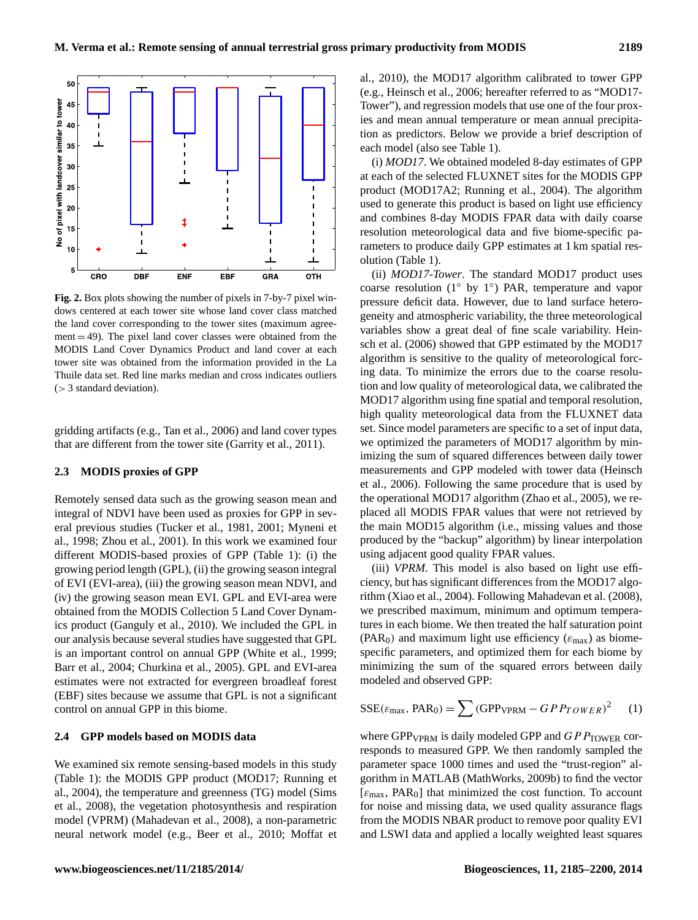**Fig. 2.** Box plots showing the number of pixels in 7-by-7 pixel windows centered at each tower site whose land cover class matched the land cover corresponding to the tower sites (maximum agreement = 49). The pixel land cover classes were obtained from the MODIS Land Cover Dynamics Product and land cover at each tower site was obtained from the information provided in the La Thuile data set. Red line marks median and cross indicates outliers (> 3 standard deviation).

gridding artifacts (e.g., Tan et al., 2006) and land cover types that are different from the tower site (Garrity et al., 2011).

### 2.3 MODIS proxies of GPP

Remotely sensed data such as the growing season mean and integral of NDVI have been used as proxies for GPP in several previous studies (Tucker et al., 1981, 2001; Myneni et al., 1998; Zhou et al., 2001). In this work we examined four different MODIS-based proxies of GPP (Table 1): (i) the growing period length (GPL), (ii) the growing season integral of EVI (EVI-area), (iii) the growing season mean NDVI, and (iv) the growing season mean EVI. GPL and EVI-area were obtained from the MODIS Collection 5 Land Cover Dynamics product (Ganguly et al., 2010). We included the GPL in our analysis because several studies have suggested that GPL is an important control on annual GPP (White et al., 1999; Barr et al., 2004; Churkina et al., 2005). GPL and EVI-area estimates were not extracted for evergreen broadleaf forest (EBF) sites because we assume that GPL is not a significant control on annual GPP in this biome.

### 2.4 GPP models based on MODIS data

We examined six remote sensing-based models in this study (Table 1): the MODIS GPP product (MOD17; Running et al., 2004), the temperature and greenness (TG) model (Sims et al., 2008), the vegetation photosynthesis and respiration model (VPRM) (Mahadevan et al., 2008), a non-parametric neural network model (e.g., Beer et al., 2010; Moffat et al., 2010), the MOD17 algorithm calibrated to tower GPP (e.g., Heinsch et al., 2006; hereafter referred to as "MOD17-Tower"), and regression models that use one of the four proxies and mean annual temperature or mean annual precipitation as predictors. Below we provide a brief description of each model (also see Table 1).

(i) *MOD17*. We obtained modeled 8-day estimates of GPP at each of the selected FLUXNET sites for the MODIS GPP product (MOD17A2; Running et al., 2004). The algorithm used to generate this product is based on light use efficiency and combines 8-day MODIS FPAR data with daily coarse resolution meteorological data and five biome-specific parameters to produce daily GPP estimates at 1 km spatial resolution (Table 1).

(ii) *MOD17-Tower*. The standard MOD17 product uses coarse resolution (1° by 1°) PAR, temperature and vapor pressure deficit data. However, due to land surface heterogeneity and atmospheric variability, the three meteorological variables show a great deal of fine scale variability. Heinsch et al. (2006) showed that GPP estimated by the MOD17 algorithm is sensitive to the quality of meteorological forcing data. To minimize the errors due to the coarse resolution and low quality of meteorological data, we calibrated the MOD17 algorithm using fine spatial and temporal resolution, high quality meteorological data from the FLUXNET data set. Since model parameters are specific to a set of input data, we optimized the parameters of MOD17 algorithm by minimizing the sum of squared differences between daily tower measurements and GPP modeled with tower data (Heinsch et al., 2006). Following the same procedure that is used by the operational MOD17 algorithm (Zhao et al., 2005), we replaced all MODIS FPAR values that were not retrieved by the main MOD15 algorithm (i.e., missing values and those produced by the "backup" algorithm) by linear interpolation using adjacent good quality FPAR values.

(iii) *VPRM*. This model is also based on light use efficiency, but has significant differences from the MOD17 algorithm (Xiao et al., 2004). Following Mahadevan et al. (2008), we prescribed maximum, minimum and optimum temperatures in each biome. We then treated the half saturation point ($PAR_0$) and maximum light use efficiency ($\varepsilon_{max}$) as biome-specific parameters, and optimized them for each biome by minimizing the sum of the squared errors between daily modeled and observed GPP:

$$\mathrm{SSE}(\varepsilon_{max}, \mathrm{PAR}_0) = \sum (\mathrm{GPP}_{\mathrm{VPRM}} - GPP_{TOWER})^2 \quad (1)$$

where $\mathrm{GPP}_{\mathrm{VPRM}}$ is daily modeled GPP and $GPP_{\mathrm{TOWER}}$ corresponds to measured GPP. We then randomly sampled the parameter space 1000 times and used the "trust-region" algorithm in MATLAB (MathWorks, 2009b) to find the vector [$\varepsilon_{max}$, $PAR_0$] that minimized the cost function. To account for noise and missing data, we used quality assurance flags from the MODIS NBAR product to remove poor quality EVI and LSWI data and applied a locally weighted least squares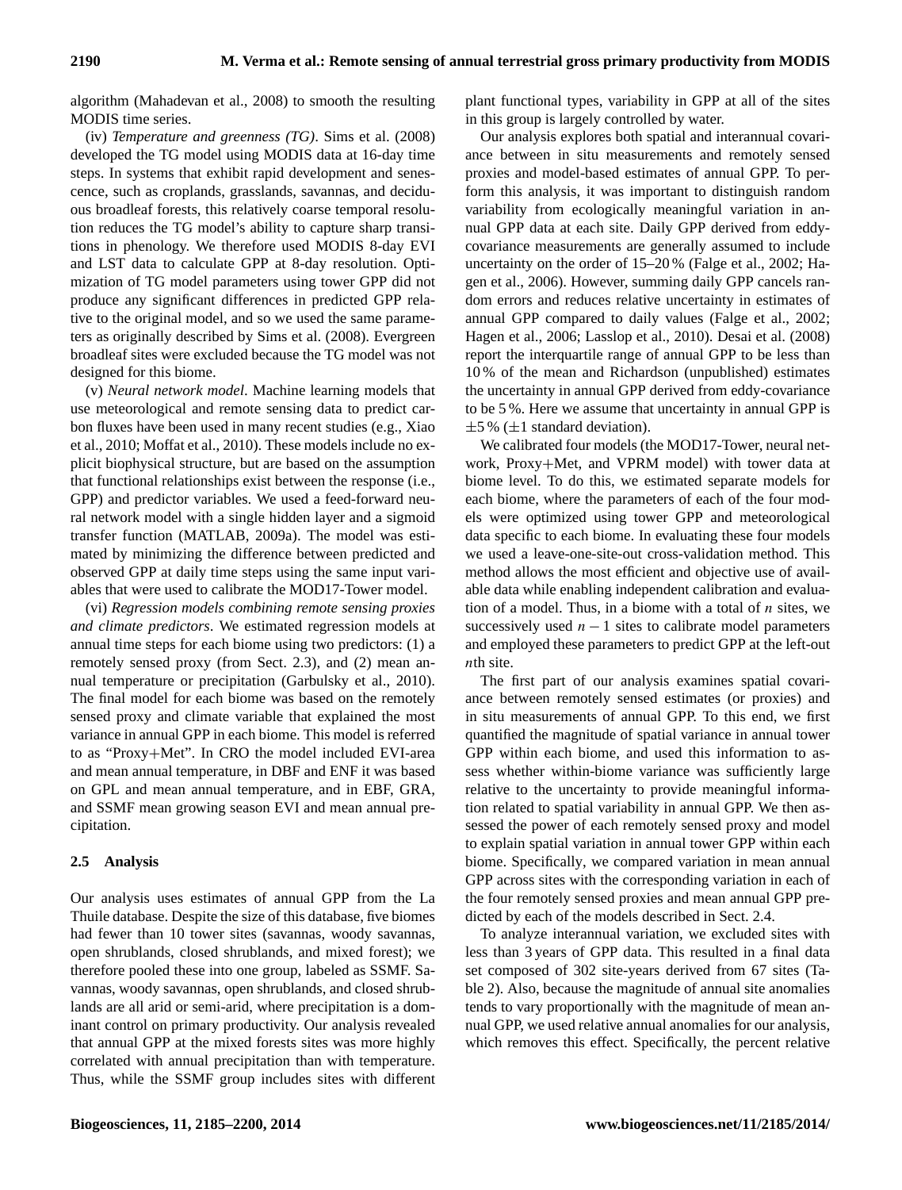algorithm (Mahadevan et al., 2008) to smooth the resulting MODIS time series.

(iv) *Temperature and greenness (TG)*. Sims et al. (2008) developed the TG model using MODIS data at 16-day time steps. In systems that exhibit rapid development and senescence, such as croplands, grasslands, savannas, and deciduous broadleaf forests, this relatively coarse temporal resolution reduces the TG model's ability to capture sharp transitions in phenology. We therefore used MODIS 8-day EVI and LST data to calculate GPP at 8-day resolution. Optimization of TG model parameters using tower GPP did not produce any significant differences in predicted GPP relative to the original model, and so we used the same parameters as originally described by Sims et al. (2008). Evergreen broadleaf sites were excluded because the TG model was not designed for this biome.

(v) *Neural network model*. Machine learning models that use meteorological and remote sensing data to predict carbon fluxes have been used in many recent studies (e.g., Xiao et al., 2010; Moffat et al., 2010). These models include no explicit biophysical structure, but are based on the assumption that functional relationships exist between the response (i.e., GPP) and predictor variables. We used a feed-forward neural network model with a single hidden layer and a sigmoid transfer function (MATLAB, 2009a). The model was estimated by minimizing the difference between predicted and observed GPP at daily time steps using the same input variables that were used to calibrate the MOD17-Tower model.

(vi) *Regression models combining remote sensing proxies and climate predictors*. We estimated regression models at annual time steps for each biome using two predictors: (1) a remotely sensed proxy (from Sect. 2.3), and (2) mean annual temperature or precipitation (Garbulsky et al., 2010). The final model for each biome was based on the remotely sensed proxy and climate variable that explained the most variance in annual GPP in each biome. This model is referred to as "Proxy+Met". In CRO the model included EVI-area and mean annual temperature, in DBF and ENF it was based on GPL and mean annual temperature, and in EBF, GRA, and SSMF mean growing season EVI and mean annual precipitation.

### 2.5 Analysis

Our analysis uses estimates of annual GPP from the La Thuile database. Despite the size of this database, five biomes had fewer than 10 tower sites (savannas, woody savannas, open shrublands, closed shrublands, and mixed forest); we therefore pooled these into one group, labeled as SSMF. Savannas, woody savannas, open shrublands, and closed shrublands are all arid or semi-arid, where precipitation is a dominant control on primary productivity. Our analysis revealed that annual GPP at the mixed forests sites was more highly correlated with annual precipitation than with temperature. Thus, while the SSMF group includes sites with different plant functional types, variability in GPP at all of the sites in this group is largely controlled by water.

Our analysis explores both spatial and interannual covariance between in situ measurements and remotely sensed proxies and model-based estimates of annual GPP. To perform this analysis, it was important to distinguish random variability from ecologically meaningful variation in annual GPP data at each site. Daily GPP derived from eddy-covariance measurements are generally assumed to include uncertainty on the order of 15–20 % (Falge et al., 2002; Hagen et al., 2006). However, summing daily GPP cancels random errors and reduces relative uncertainty in estimates of annual GPP compared to daily values (Falge et al., 2002; Hagen et al., 2006; Lasslop et al., 2010). Desai et al. (2008) report the interquartile range of annual GPP to be less than 10 % of the mean and Richardson (unpublished) estimates the uncertainty in annual GPP derived from eddy-covariance to be 5 %. Here we assume that uncertainty in annual GPP is $\pm 5$ % ($\pm 1$ standard deviation).

We calibrated four models (the MOD17-Tower, neural network, Proxy+Met, and VPRM model) with tower data at biome level. To do this, we estimated separate models for each biome, where the parameters of each of the four models were optimized using tower GPP and meteorological data specific to each biome. In evaluating these four models we used a leave-one-site-out cross-validation method. This method allows the most efficient and objective use of available data while enabling independent calibration and evaluation of a model. Thus, in a biome with a total of $n$ sites, we successively used $n-1$ sites to calibrate model parameters and employed these parameters to predict GPP at the left-out $n$th site.

The first part of our analysis examines spatial covariance between remotely sensed estimates (or proxies) and in situ measurements of annual GPP. To this end, we first quantified the magnitude of spatial variance in annual tower GPP within each biome, and used this information to assess whether within-biome variance was sufficiently large relative to the uncertainty to provide meaningful information related to spatial variability in annual GPP. We then assessed the power of each remotely sensed proxy and model to explain spatial variation in annual tower GPP within each biome. Specifically, we compared variation in mean annual GPP across sites with the corresponding variation in each of the four remotely sensed proxies and mean annual GPP predicted by each of the models described in Sect. 2.4.

To analyze interannual variation, we excluded sites with less than 3 years of GPP data. This resulted in a final data set composed of 302 site-years derived from 67 sites (Table 2). Also, because the magnitude of annual site anomalies tends to vary proportionally with the magnitude of mean annual GPP, we used relative annual anomalies for our analysis, which removes this effect. Specifically, the percent relative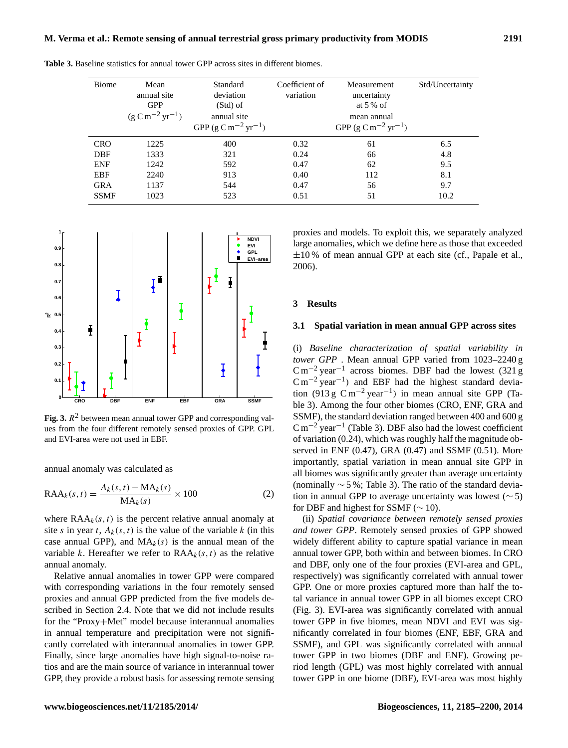**Table 3.** Baseline statistics for annual tower GPP across sites in different biomes.

| Biome | Mean annual site GPP ($g\,C\,m^{-2}\,yr^{-1}$) | Standard deviation (Std) of annual site GPP ($g\,C\,m^{-2}\,yr^{-1}$) | Coefficient of variation | Measurement uncertainty at 5 % of mean annual GPP ($g\,C\,m^{-2}\,yr^{-1}$) | Std/Uncertainty |
|---|---|---|---|---|---|
| CRO | 1225 | 400 | 0.32 | 61 | 6.5 |
| DBF | 1333 | 321 | 0.24 | 66 | 4.8 |
| ENF | 1242 | 592 | 0.47 | 62 | 9.5 |
| EBF | 2240 | 913 | 0.40 | 112 | 8.1 |
| GRA | 1137 | 544 | 0.47 | 56 | 9.7 |
| SSMF | 1023 | 523 | 0.51 | 51 | 10.2 |

**Fig. 3.** $R^2$ between mean annual tower GPP and corresponding values from the four different remotely sensed proxies of GPP. GPL and EVI-area were not used in EBF.

annual anomaly was calculated as

$$\mathrm{RAA}_k(s,t) = \frac{A_k(s,t) - \mathrm{MA}_k(s)}{\mathrm{MA}_k(s)} \times 100 \tag{2}$$

where $\mathrm{RAA}_k(s,t)$ is the percent relative annual anomaly at site $s$ in year $t$, $A_k(s,t)$ is the value of the variable $k$ (in this case annual GPP), and $\mathrm{MA}_k(s)$ is the annual mean of the variable $k$. Hereafter we refer to $\mathrm{RAA}_k(s,t)$ as the relative annual anomaly.

Relative annual anomalies in tower GPP were compared with corresponding variations in the four remotely sensed proxies and annual GPP predicted from the five models described in Section 2.4. Note that we did not include results for the "Proxy+Met" model because interannual anomalies in annual temperature and precipitation were not significantly correlated with interannual anomalies in tower GPP. Finally, since large anomalies have high signal-to-noise ratios and are the main source of variance in interannual tower GPP, they provide a robust basis for assessing remote sensing proxies and models. To exploit this, we separately analyzed large anomalies, which we define here as those that exceeded ±10 % of mean annual GPP at each site (cf., Papale et al., 2006).

## 3 Results

### 3.1 Spatial variation in mean annual GPP across sites

(i) *Baseline characterization of spatial variability in tower GPP* . Mean annual GPP varied from 1023–2240 $g\,C\,m^{-2}\,year^{-1}$ across biomes. DBF had the lowest (321 $g\,C\,m^{-2}\,year^{-1}$) and EBF had the highest standard deviation (913 $g\,C\,m^{-2}\,year^{-1}$) in mean annual site GPP (Table 3). Among the four other biomes (CRO, ENF, GRA and SSMF), the standard deviation ranged between 400 and 600 $g\,C\,m^{-2}\,year^{-1}$ (Table 3). DBF also had the lowest coefficient of variation (0.24), which was roughly half the magnitude observed in ENF (0.47), GRA (0.47) and SSMF (0.51). More importantly, spatial variation in mean annual site GPP in all biomes was significantly greater than average uncertainty (nominally ∼5 %; Table 3). The ratio of the standard deviation in annual GPP to average uncertainty was lowest (∼5) for DBF and highest for SSMF (∼10).

(ii) *Spatial covariance between remotely sensed proxies and tower GPP*. Remotely sensed proxies of GPP showed widely different ability to capture spatial variance in mean annual tower GPP, both within and between biomes. In CRO and DBF, only one of the four proxies (EVI-area and GPL, respectively) was significantly correlated with annual tower GPP. One or more proxies captured more than half the total variance in annual tower GPP in all biomes except CRO (Fig. 3). EVI-area was significantly correlated with annual tower GPP in five biomes, mean NDVI and EVI was significantly correlated in four biomes (ENF, EBF, GRA and SSMF), and GPL was significantly correlated with annual tower GPP in two biomes (DBF and ENF). Growing period length (GPL) was most highly correlated with annual tower GPP in one biome (DBF), EVI-area was most highly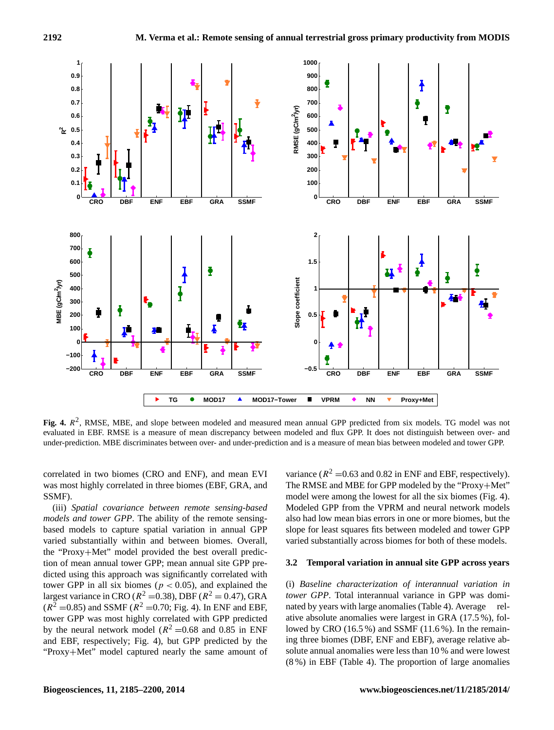**Fig. 4.** $R^2$, RMSE, MBE, and slope between modeled and measured mean annual GPP predicted from six models. TG model was not evaluated in EBF. RMSE is a measure of mean discrepancy between modeled and flux GPP. It does not distinguish between over- and under-prediction. MBE discriminates between over- and under-prediction and is a measure of mean bias between modeled and tower GPP.

correlated in two biomes (CRO and ENF), and mean EVI was most highly correlated in three biomes (EBF, GRA, and SSMF).

(iii) *Spatial covariance between remote sensing-based models and tower GPP*. The ability of the remote sensing-based models to capture spatial variation in annual GPP varied substantially within and between biomes. Overall, the "Proxy+Met" model provided the best overall prediction of mean annual tower GPP; mean annual site GPP predicted using this approach was significantly correlated with tower GPP in all six biomes ($p < 0.05$), and explained the largest variance in CRO ($R^2$ =0.38), DBF ($R^2$ = 0.47), GRA ($R^2$ =0.85) and SSMF ($R^2$ =0.70; Fig. 4). In ENF and EBF, tower GPP was most highly correlated with GPP predicted by the neural network model ($R^2$ =0.68 and 0.85 in ENF and EBF, respectively; Fig. 4), but GPP predicted by the "Proxy+Met" model captured nearly the same amount of variance ($R^2$ =0.63 and 0.82 in ENF and EBF, respectively). The RMSE and MBE for GPP modeled by the "Proxy+Met" model were among the lowest for all the six biomes (Fig. 4). Modeled GPP from the VPRM and neural network models also had low mean bias errors in one or more biomes, but the slope for least squares fits between modeled and tower GPP varied substantially across biomes for both of these models.

### 3.2 Temporal variation in annual site GPP across years

(i) *Baseline characterization of interannual variation in tower GPP*. Total interannual variance in GPP was dominated by years with large anomalies (Table 4). Average relative absolute anomalies were largest in GRA (17.5 %), followed by CRO (16.5 %) and SSMF (11.6 %). In the remaining three biomes (DBF, ENF and EBF), average relative absolute annual anomalies were less than 10 % and were lowest (8 %) in EBF (Table 4). The proportion of large anomalies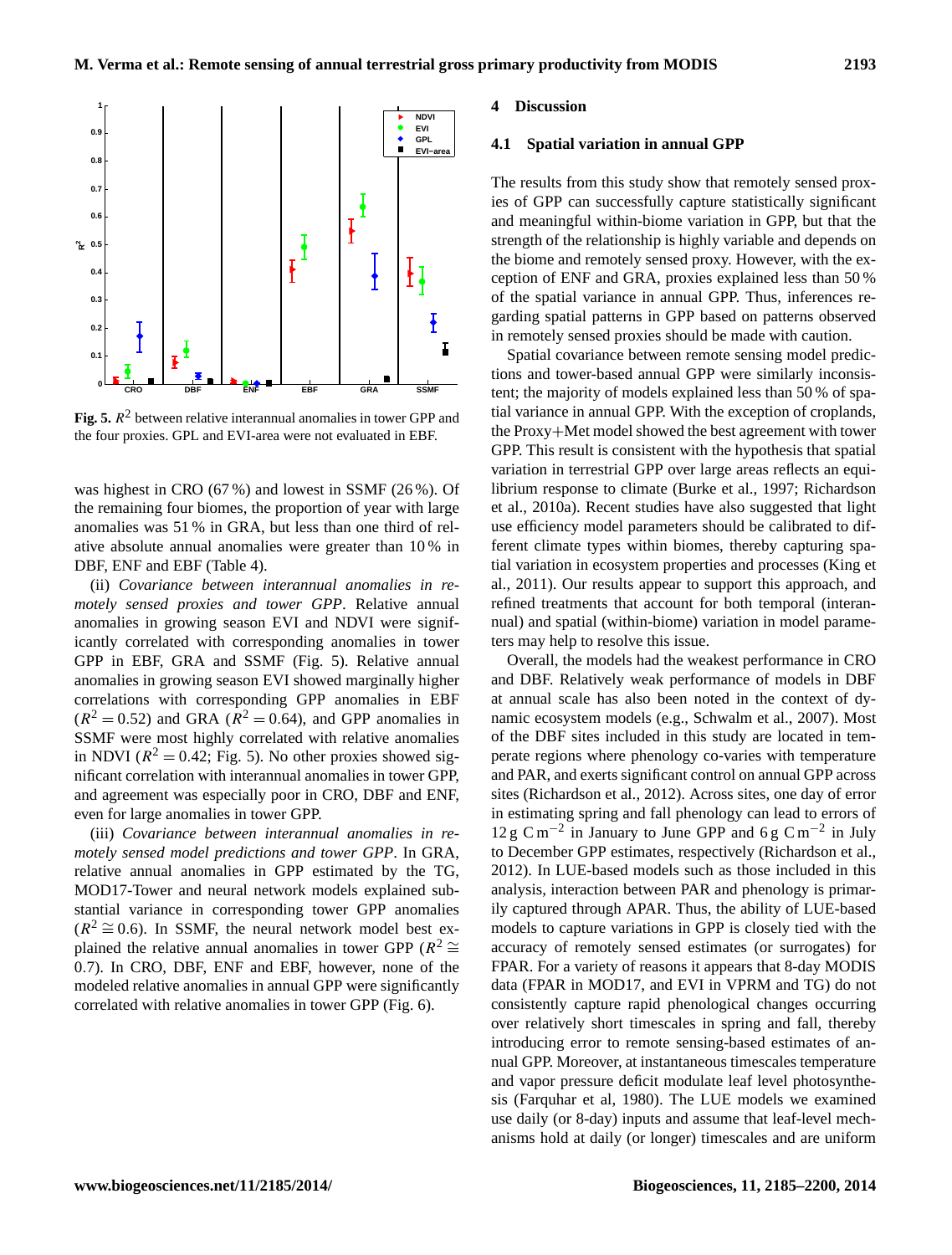Fig. 5. $R^2$ between relative interannual anomalies in tower GPP and the four proxies. GPL and EVI-area were not evaluated in EBF.

was highest in CRO (67 %) and lowest in SSMF (26 %). Of the remaining four biomes, the proportion of year with large anomalies was 51 % in GRA, but less than one third of relative absolute annual anomalies were greater than 10 % in DBF, ENF and EBF (Table 4).

(ii) *Covariance between interannual anomalies in remotely sensed proxies and tower GPP*. Relative annual anomalies in growing season EVI and NDVI were significantly correlated with corresponding anomalies in tower GPP in EBF, GRA and SSMF (Fig. 5). Relative annual anomalies in growing season EVI showed marginally higher correlations with corresponding GPP anomalies in EBF ($R^2 = 0.52$) and GRA ($R^2 = 0.64$), and GPP anomalies in SSMF were most highly correlated with relative anomalies in NDVI ($R^2 = 0.42$; Fig. 5). No other proxies showed significant correlation with interannual anomalies in tower GPP, and agreement was especially poor in CRO, DBF and ENF, even for large anomalies in tower GPP.

(iii) *Covariance between interannual anomalies in remotely sensed model predictions and tower GPP*. In GRA, relative annual anomalies in GPP estimated by the TG, MOD17-Tower and neural network models explained substantial variance in corresponding tower GPP anomalies ($R^2 \cong 0.6$). In SSMF, the neural network model best explained the relative annual anomalies in tower GPP ($R^2 \cong 0.7$). In CRO, DBF, ENF and EBF, however, none of the modeled relative anomalies in annual GPP were significantly correlated with relative anomalies in tower GPP (Fig. 6).

## 4 Discussion

### 4.1 Spatial variation in annual GPP

The results from this study show that remotely sensed proxies of GPP can successfully capture statistically significant and meaningful within-biome variation in GPP, but that the strength of the relationship is highly variable and depends on the biome and remotely sensed proxy. However, with the exception of ENF and GRA, proxies explained less than 50 % of the spatial variance in annual GPP. Thus, inferences regarding spatial patterns in GPP based on patterns observed in remotely sensed proxies should be made with caution.

Spatial covariance between remote sensing model predictions and tower-based annual GPP were similarly inconsistent; the majority of models explained less than 50 % of spatial variance in annual GPP. With the exception of croplands, the Proxy+Met model showed the best agreement with tower GPP. This result is consistent with the hypothesis that spatial variation in terrestrial GPP over large areas reflects an equilibrium response to climate (Burke et al., 1997; Richardson et al., 2010a). Recent studies have also suggested that light use efficiency model parameters should be calibrated to different climate types within biomes, thereby capturing spatial variation in ecosystem properties and processes (King et al., 2011). Our results appear to support this approach, and refined treatments that account for both temporal (interannual) and spatial (within-biome) variation in model parameters may help to resolve this issue.

Overall, the models had the weakest performance in CRO and DBF. Relatively weak performance of models in DBF at annual scale has also been noted in the context of dynamic ecosystem models (e.g., Schwalm et al., 2007). Most of the DBF sites included in this study are located in temperate regions where phenology co-varies with temperature and PAR, and exerts significant control on annual GPP across sites (Richardson et al., 2012). Across sites, one day of error in estimating spring and fall phenology can lead to errors of $12\,\mathrm{g\ C\,m^{-2}}$ in January to June GPP and $6\,\mathrm{g\ C\,m^{-2}}$ in July to December GPP estimates, respectively (Richardson et al., 2012). In LUE-based models such as those included in this analysis, interaction between PAR and phenology is primarily captured through APAR. Thus, the ability of LUE-based models to capture variations in GPP is closely tied with the accuracy of remotely sensed estimates (or surrogates) for FPAR. For a variety of reasons it appears that 8-day MODIS data (FPAR in MOD17, and EVI in VPRM and TG) do not consistently capture rapid phenological changes occurring over relatively short timescales in spring and fall, thereby introducing error to remote sensing-based estimates of annual GPP. Moreover, at instantaneous timescales temperature and vapor pressure deficit modulate leaf level photosynthesis (Farquhar et al, 1980). The LUE models we examined use daily (or 8-day) inputs and assume that leaf-level mechanisms hold at daily (or longer) timescales and are uniform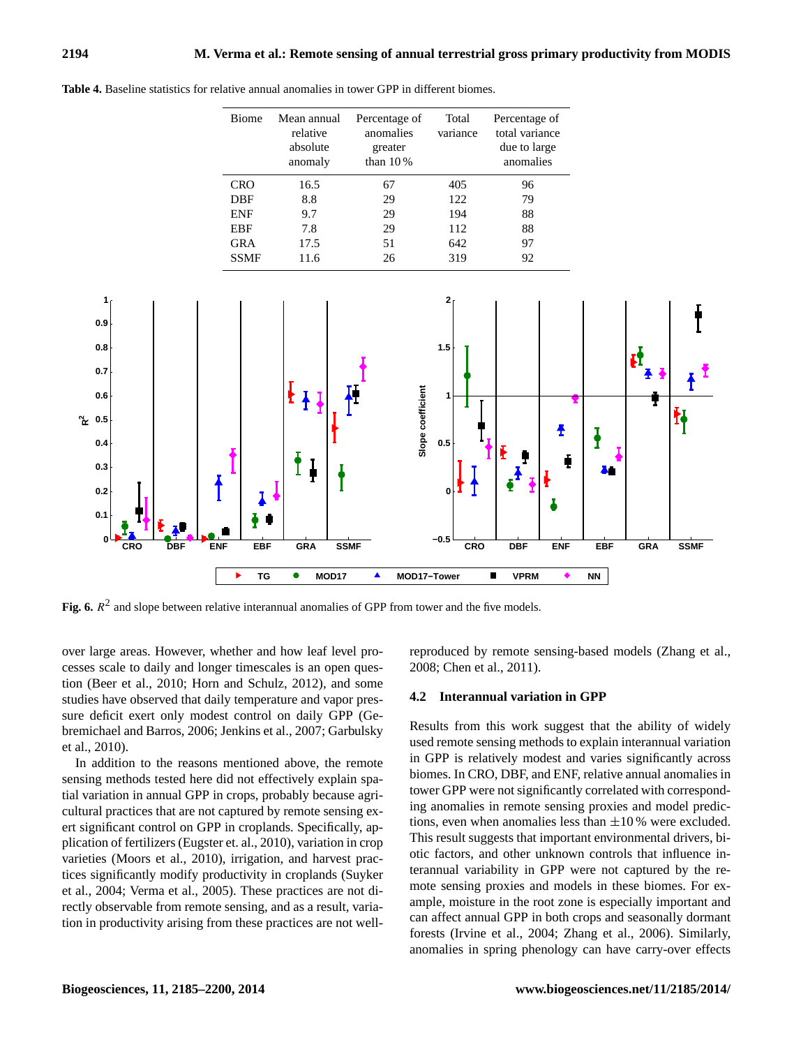**Table 4.** Baseline statistics for relative annual anomalies in tower GPP in different biomes.

| Biome | Mean annual relative absolute anomaly | Percentage of anomalies greater than 10 % | Total variance | Percentage of total variance due to large anomalies |
|---|---|---|---|---|
| CRO | 16.5 | 67 | 405 | 96 |
| DBF | 8.8 | 29 | 122 | 79 |
| ENF | 9.7 | 29 | 194 | 88 |
| EBF | 7.8 | 29 | 112 | 88 |
| GRA | 17.5 | 51 | 642 | 97 |
| SSMF | 11.6 | 26 | 319 | 92 |

**Fig. 6.** $R^2$ and slope between relative interannual anomalies of GPP from tower and the five models.

over large areas. However, whether and how leaf level processes scale to daily and longer timescales is an open question (Beer et al., 2010; Horn and Schulz, 2012), and some studies have observed that daily temperature and vapor pressure deficit exert only modest control on daily GPP (Gebremichael and Barros, 2006; Jenkins et al., 2007; Garbulsky et al., 2010).

In addition to the reasons mentioned above, the remote sensing methods tested here did not effectively explain spatial variation in annual GPP in crops, probably because agricultural practices that are not captured by remote sensing exert significant control on GPP in croplands. Specifically, application of fertilizers (Eugster et. al., 2010), variation in crop varieties (Moors et al., 2010), irrigation, and harvest practices significantly modify productivity in croplands (Suyker et al., 2004; Verma et al., 2005). These practices are not directly observable from remote sensing, and as a result, variation in productivity arising from these practices are not well-reproduced by remote sensing-based models (Zhang et al., 2008; Chen et al., 2011).

### 4.2 Interannual variation in GPP

Results from this work suggest that the ability of widely used remote sensing methods to explain interannual variation in GPP is relatively modest and varies significantly across biomes. In CRO, DBF, and ENF, relative annual anomalies in tower GPP were not significantly correlated with corresponding anomalies in remote sensing proxies and model predictions, even when anomalies less than ±10 % were excluded. This result suggests that important environmental drivers, biotic factors, and other unknown controls that influence interannual variability in GPP were not captured by the remote sensing proxies and models in these biomes. For example, moisture in the root zone is especially important and can affect annual GPP in both crops and seasonally dormant forests (Irvine et al., 2004; Zhang et al., 2006). Similarly, anomalies in spring phenology can have carry-over effects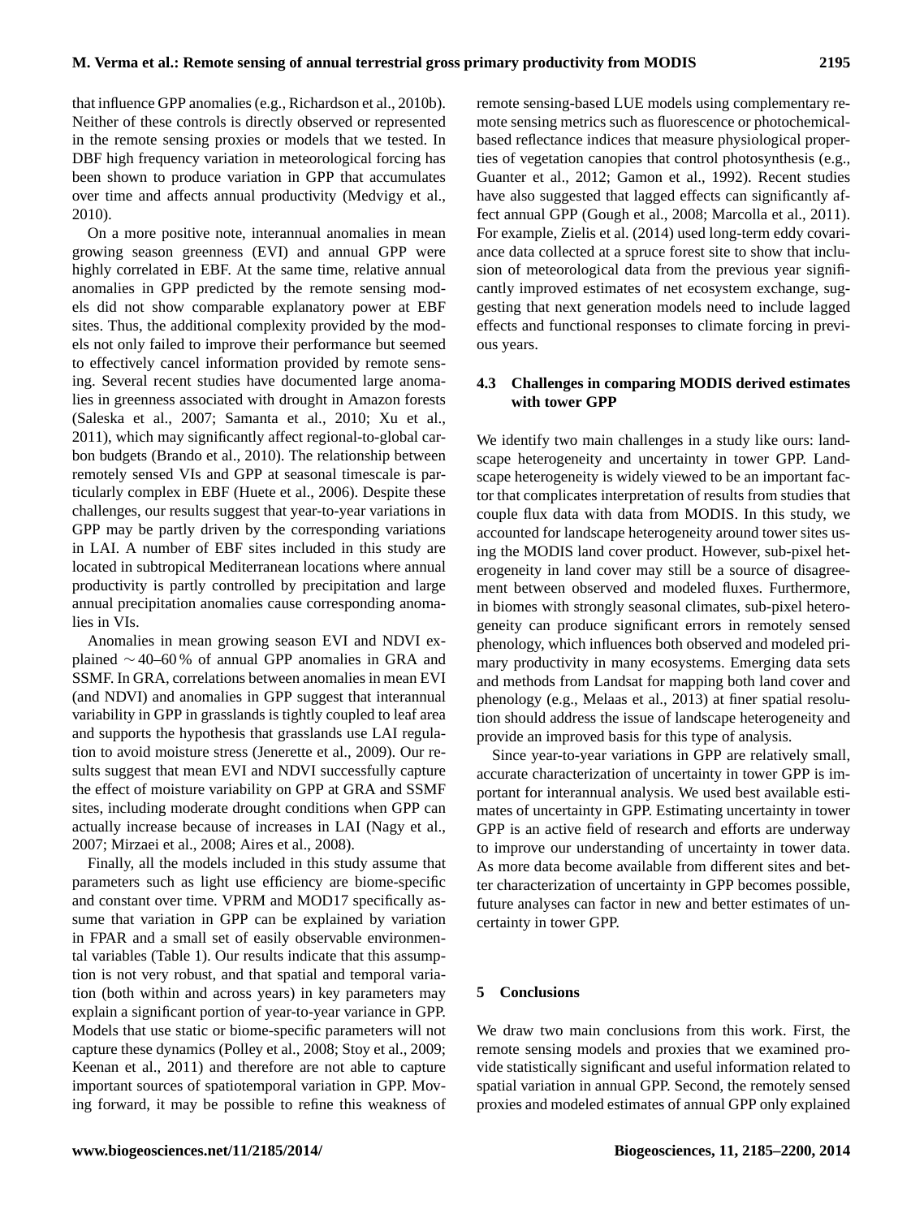that influence GPP anomalies (e.g., Richardson et al., 2010b). Neither of these controls is directly observed or represented in the remote sensing proxies or models that we tested. In DBF high frequency variation in meteorological forcing has been shown to produce variation in GPP that accumulates over time and affects annual productivity (Medvigy et al., 2010).

On a more positive note, interannual anomalies in mean growing season greenness (EVI) and annual GPP were highly correlated in EBF. At the same time, relative annual anomalies in GPP predicted by the remote sensing models did not show comparable explanatory power at EBF sites. Thus, the additional complexity provided by the models not only failed to improve their performance but seemed to effectively cancel information provided by remote sensing. Several recent studies have documented large anomalies in greenness associated with drought in Amazon forests (Saleska et al., 2007; Samanta et al., 2010; Xu et al., 2011), which may significantly affect regional-to-global carbon budgets (Brando et al., 2010). The relationship between remotely sensed VIs and GPP at seasonal timescale is particularly complex in EBF (Huete et al., 2006). Despite these challenges, our results suggest that year-to-year variations in GPP may be partly driven by the corresponding variations in LAI. A number of EBF sites included in this study are located in subtropical Mediterranean locations where annual productivity is partly controlled by precipitation and large annual precipitation anomalies cause corresponding anomalies in VIs.

Anomalies in mean growing season EVI and NDVI explained $\sim$40–60 % of annual GPP anomalies in GRA and SSMF. In GRA, correlations between anomalies in mean EVI (and NDVI) and anomalies in GPP suggest that interannual variability in GPP in grasslands is tightly coupled to leaf area and supports the hypothesis that grasslands use LAI regulation to avoid moisture stress (Jenerette et al., 2009). Our results suggest that mean EVI and NDVI successfully capture the effect of moisture variability on GPP at GRA and SSMF sites, including moderate drought conditions when GPP can actually increase because of increases in LAI (Nagy et al., 2007; Mirzaei et al., 2008; Aires et al., 2008).

Finally, all the models included in this study assume that parameters such as light use efficiency are biome-specific and constant over time. VPRM and MOD17 specifically assume that variation in GPP can be explained by variation in FPAR and a small set of easily observable environmental variables (Table 1). Our results indicate that this assumption is not very robust, and that spatial and temporal variation (both within and across years) in key parameters may explain a significant portion of year-to-year variance in GPP. Models that use static or biome-specific parameters will not capture these dynamics (Polley et al., 2008; Stoy et al., 2009; Keenan et al., 2011) and therefore are not able to capture important sources of spatiotemporal variation in GPP. Moving forward, it may be possible to refine this weakness of remote sensing-based LUE models using complementary remote sensing metrics such as fluorescence or photochemical-based reflectance indices that measure physiological properties of vegetation canopies that control photosynthesis (e.g., Guanter et al., 2012; Gamon et al., 1992). Recent studies have also suggested that lagged effects can significantly affect annual GPP (Gough et al., 2008; Marcolla et al., 2011). For example, Zielis et al. (2014) used long-term eddy covariance data collected at a spruce forest site to show that inclusion of meteorological data from the previous year significantly improved estimates of net ecosystem exchange, suggesting that next generation models need to include lagged effects and functional responses to climate forcing in previous years.

### 4.3 Challenges in comparing MODIS derived estimates with tower GPP

We identify two main challenges in a study like ours: landscape heterogeneity and uncertainty in tower GPP. Landscape heterogeneity is widely viewed to be an important factor that complicates interpretation of results from studies that couple flux data with data from MODIS. In this study, we accounted for landscape heterogeneity around tower sites using the MODIS land cover product. However, sub-pixel heterogeneity in land cover may still be a source of disagreement between observed and modeled fluxes. Furthermore, in biomes with strongly seasonal climates, sub-pixel heterogeneity can produce significant errors in remotely sensed phenology, which influences both observed and modeled primary productivity in many ecosystems. Emerging data sets and methods from Landsat for mapping both land cover and phenology (e.g., Melaas et al., 2013) at finer spatial resolution should address the issue of landscape heterogeneity and provide an improved basis for this type of analysis.

Since year-to-year variations in GPP are relatively small, accurate characterization of uncertainty in tower GPP is important for interannual analysis. We used best available estimates of uncertainty in GPP. Estimating uncertainty in tower GPP is an active field of research and efforts are underway to improve our understanding of uncertainty in tower data. As more data become available from different sites and better characterization of uncertainty in GPP becomes possible, future analyses can factor in new and better estimates of uncertainty in tower GPP.

## 5 Conclusions

We draw two main conclusions from this work. First, the remote sensing models and proxies that we examined provide statistically significant and useful information related to spatial variation in annual GPP. Second, the remotely sensed proxies and modeled estimates of annual GPP only explained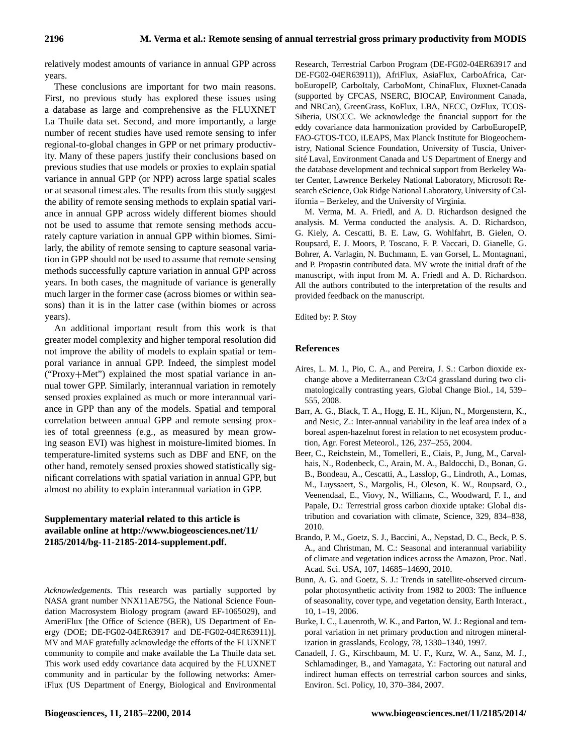relatively modest amounts of variance in annual GPP across years.

These conclusions are important for two main reasons. First, no previous study has explored these issues using a database as large and comprehensive as the FLUXNET La Thuile data set. Second, and more importantly, a large number of recent studies have used remote sensing to infer regional-to-global changes in GPP or net primary productivity. Many of these papers justify their conclusions based on previous studies that use models or proxies to explain spatial variance in annual GPP (or NPP) across large spatial scales or at seasonal timescales. The results from this study suggest the ability of remote sensing methods to explain spatial variance in annual GPP across widely different biomes should not be used to assume that remote sensing methods accurately capture variation in annual GPP within biomes. Similarly, the ability of remote sensing to capture seasonal variation in GPP should not be used to assume that remote sensing methods successfully capture variation in annual GPP across years. In both cases, the magnitude of variance is generally much larger in the former case (across biomes or within seasons) than it is in the latter case (within biomes or across years).

An additional important result from this work is that greater model complexity and higher temporal resolution did not improve the ability of models to explain spatial or temporal variance in annual GPP. Indeed, the simplest model ("Proxy+Met") explained the most spatial variance in annual tower GPP. Similarly, interannual variation in remotely sensed proxies explained as much or more interannual variance in GPP than any of the models. Spatial and temporal correlation between annual GPP and remote sensing proxies of total greenness (e.g., as measured by mean growing season EVI) was highest in moisture-limited biomes. In temperature-limited systems such as DBF and ENF, on the other hand, remotely sensed proxies showed statistically significant correlations with spatial variation in annual GPP, but almost no ability to explain interannual variation in GPP.

**Supplementary material related to this article is available online at http://www.biogeosciences.net/11/2185/2014/bg-11-2185-2014-supplement.pdf.**

*Acknowledgements.* This research was partially supported by NASA grant number NNX11AE75G, the National Science Foundation Macrosystem Biology program (award EF-1065029), and AmeriFlux [the Office of Science (BER), US Department of Energy (DOE; DE-FG02-04ER63917 and DE-FG02-04ER63911)]. MV and MAF gratefully acknowledge the efforts of the FLUXNET community to compile and make available the La Thuile data set. This work used eddy covariance data acquired by the FLUXNET community and in particular by the following networks: AmeriFlux (US Department of Energy, Biological and Environmental Research, Terrestrial Carbon Program (DE-FG02-04ER63917 and DE-FG02-04ER63911)), AfriFlux, AsiaFlux, CarboAfrica, CarboEuropeIP, CarboItaly, CarboMont, ChinaFlux, Fluxnet-Canada (supported by CFCAS, NSERC, BIOCAP, Environment Canada, and NRCan), GreenGrass, KoFlux, LBA, NECC, OzFlux, TCOS-Siberia, USCCC. We acknowledge the financial support for the eddy covariance data harmonization provided by CarboEuropeIP, FAO-GTOS-TCO, iLEAPS, Max Planck Institute for Biogeochemistry, National Science Foundation, University of Tuscia, Université Laval, Environment Canada and US Department of Energy and the database development and technical support from Berkeley Water Center, Lawrence Berkeley National Laboratory, Microsoft Research eScience, Oak Ridge National Laboratory, University of California – Berkeley, and the University of Virginia.

M. Verma, M. A. Friedl, and A. D. Richardson designed the analysis. M. Verma conducted the analysis. A. D. Richardson, G. Kiely, A. Cescatti, B. E. Law, G. Wohlfahrt, B. Gielen, O. Roupsard, E. J. Moors, P. Toscano, F. P. Vaccari, D. Gianelle, G. Bohrer, A. Varlagin, N. Buchmann, E. van Gorsel, L. Montagnani, and P. Propastin contributed data. MV wrote the initial draft of the manuscript, with input from M. A. Friedl and A. D. Richardson. All the authors contributed to the interpretation of the results and provided feedback on the manuscript.

Edited by: P. Stoy

## References

Aires, L. M. I., Pio, C. A., and Pereira, J. S.: Carbon dioxide exchange above a Mediterranean C3/C4 grassland during two climatologically contrasting years, Global Change Biol., 14, 539–555, 2008.

Barr, A. G., Black, T. A., Hogg, E. H., Kljun, N., Morgenstern, K., and Nesic, Z.: Inter-annual variability in the leaf area index of a boreal aspen-hazelnut forest in relation to net ecosystem production, Agr. Forest Meteorol., 126, 237–255, 2004.

Beer, C., Reichstein, M., Tomelleri, E., Ciais, P., Jung, M., Carvalhais, N., Rodenbeck, C., Arain, M. A., Baldocchi, D., Bonan, G. B., Bondeau, A., Cescatti, A., Lasslop, G., Lindroth, A., Lomas, M., Luyssaert, S., Margolis, H., Oleson, K. W., Roupsard, O., Veenendaal, E., Viovy, N., Williams, C., Woodward, F. I., and Papale, D.: Terrestrial gross carbon dioxide uptake: Global distribution and covariation with climate, Science, 329, 834–838, 2010.

Brando, P. M., Goetz, S. J., Baccini, A., Nepstad, D. C., Beck, P. S. A., and Christman, M. C.: Seasonal and interannual variability of climate and vegetation indices across the Amazon, Proc. Natl. Acad. Sci. USA, 107, 14685–14690, 2010.

Bunn, A. G. and Goetz, S. J.: Trends in satellite-observed circumpolar photosynthetic activity from 1982 to 2003: The influence of seasonality, cover type, and vegetation density, Earth Interact., 10, 1–19, 2006.

Burke, I. C., Lauenroth, W. K., and Parton, W. J.: Regional and temporal variation in net primary production and nitrogen mineralization in grasslands, Ecology, 78, 1330–1340, 1997.

Canadell, J. G., Kirschbaum, M. U. F., Kurz, W. A., Sanz, M. J., Schlamadinger, B., and Yamagata, Y.: Factoring out natural and indirect human effects on terrestrial carbon sources and sinks, Environ. Sci. Policy, 10, 370–384, 2007.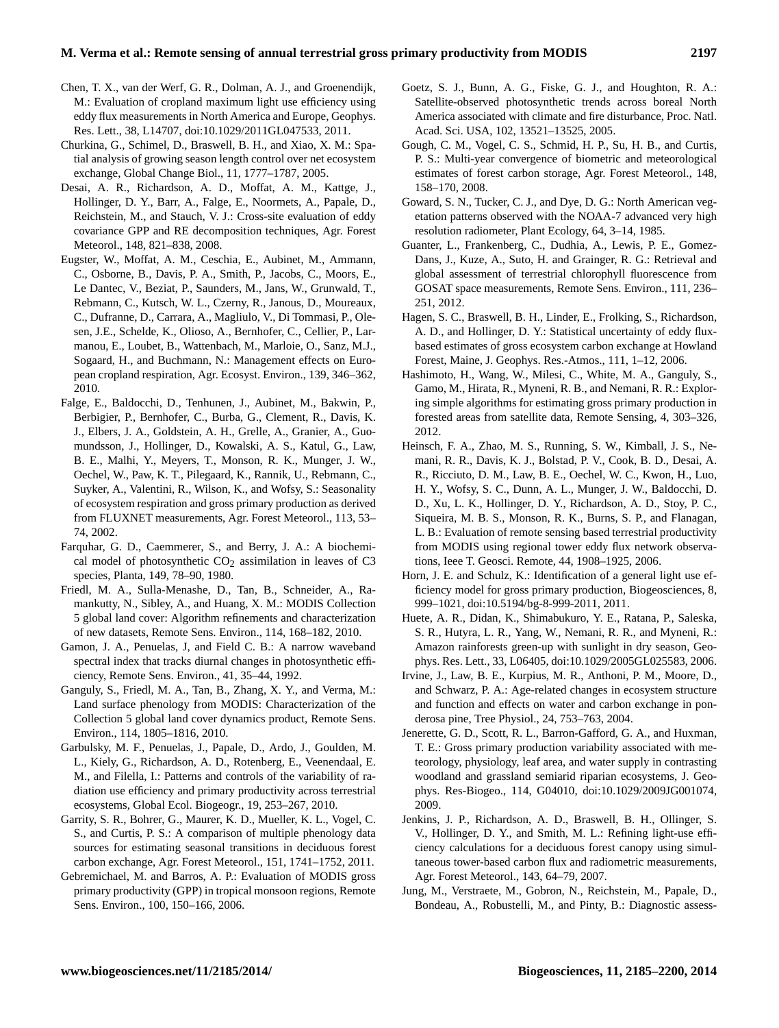Chen, T. X., van der Werf, G. R., Dolman, A. J., and Groenendijk, M.: Evaluation of cropland maximum light use efficiency using eddy flux measurements in North America and Europe, Geophys. Res. Lett., 38, L14707, doi:10.1029/2011GL047533, 2011.

Churkina, G., Schimel, D., Braswell, B. H., and Xiao, X. M.: Spatial analysis of growing season length control over net ecosystem exchange, Global Change Biol., 11, 1777–1787, 2005.

Desai, A. R., Richardson, A. D., Moffat, A. M., Kattge, J., Hollinger, D. Y., Barr, A., Falge, E., Noormets, A., Papale, D., Reichstein, M., and Stauch, V. J.: Cross-site evaluation of eddy covariance GPP and RE decomposition techniques, Agr. Forest Meteorol., 148, 821–838, 2008.

Eugster, W., Moffat, A. M., Ceschia, E., Aubinet, M., Ammann, C., Osborne, B., Davis, P. A., Smith, P., Jacobs, C., Moors, E., Le Dantec, V., Beziat, P., Saunders, M., Jans, W., Grunwald, T., Rebmann, C., Kutsch, W. L., Czerny, R., Janous, D., Moureaux, C., Dufranne, D., Carrara, A., Magliulo, V., Di Tommasi, P., Olesen, J.E., Schelde, K., Olioso, A., Bernhofer, C., Cellier, P., Larmanou, E., Loubet, B., Wattenbach, M., Marloie, O., Sanz, M.J., Sogaard, H., and Buchmann, N.: Management effects on European cropland respiration, Agr. Ecosyst. Environ., 139, 346–362, 2010.

Falge, E., Baldocchi, D., Tenhunen, J., Aubinet, M., Bakwin, P., Berbigier, P., Bernhofer, C., Burba, G., Clement, R., Davis, K. J., Elbers, J. A., Goldstein, A. H., Grelle, A., Granier, A., Guomundsson, J., Hollinger, D., Kowalski, A. S., Katul, G., Law, B. E., Malhi, Y., Meyers, T., Monson, R. K., Munger, J. W., Oechel, W., Paw, K. T., Pilegaard, K., Rannik, U., Rebmann, C., Suyker, A., Valentini, R., Wilson, K., and Wofsy, S.: Seasonality of ecosystem respiration and gross primary production as derived from FLUXNET measurements, Agr. Forest Meteorol., 113, 53–74, 2002.

Farquhar, G. D., Caemmerer, S., and Berry, J. A.: A biochemical model of photosynthetic $CO_2$ assimilation in leaves of C3 species, Planta, 149, 78–90, 1980.

Friedl, M. A., Sulla-Menashe, D., Tan, B., Schneider, A., Ramankutty, N., Sibley, A., and Huang, X. M.: MODIS Collection 5 global land cover: Algorithm refinements and characterization of new datasets, Remote Sens. Environ., 114, 168–182, 2010.

Gamon, J. A., Penuelas, J, and Field C. B.: A narrow waveband spectral index that tracks diurnal changes in photosynthetic efficiency, Remote Sens. Environ., 41, 35–44, 1992.

Ganguly, S., Friedl, M. A., Tan, B., Zhang, X. Y., and Verma, M.: Land surface phenology from MODIS: Characterization of the Collection 5 global land cover dynamics product, Remote Sens. Environ., 114, 1805–1816, 2010.

Garbulsky, M. F., Penuelas, J., Papale, D., Ardo, J., Goulden, M. L., Kiely, G., Richardson, A. D., Rotenberg, E., Veenendaal, E. M., and Filella, I.: Patterns and controls of the variability of radiation use efficiency and primary productivity across terrestrial ecosystems, Global Ecol. Biogeogr., 19, 253–267, 2010.

Garrity, S. R., Bohrer, G., Maurer, K. D., Mueller, K. L., Vogel, C. S., and Curtis, P. S.: A comparison of multiple phenology data sources for estimating seasonal transitions in deciduous forest carbon exchange, Agr. Forest Meteorol., 151, 1741–1752, 2011.

Gebremichael, M. and Barros, A. P.: Evaluation of MODIS gross primary productivity (GPP) in tropical monsoon regions, Remote Sens. Environ., 100, 150–166, 2006.

Goetz, S. J., Bunn, A. G., Fiske, G. J., and Houghton, R. A.: Satellite-observed photosynthetic trends across boreal North America associated with climate and fire disturbance, Proc. Natl. Acad. Sci. USA, 102, 13521–13525, 2005.

Gough, C. M., Vogel, C. S., Schmid, H. P., Su, H. B., and Curtis, P. S.: Multi-year convergence of biometric and meteorological estimates of forest carbon storage, Agr. Forest Meteorol., 148, 158–170, 2008.

Goward, S. N., Tucker, C. J., and Dye, D. G.: North American vegetation patterns observed with the NOAA-7 advanced very high resolution radiometer, Plant Ecology, 64, 3–14, 1985.

Guanter, L., Frankenberg, C., Dudhia, A., Lewis, P. E., Gomez-Dans, J., Kuze, A., Suto, H. and Grainger, R. G.: Retrieval and global assessment of terrestrial chlorophyll fluorescence from GOSAT space measurements, Remote Sens. Environ., 111, 236–251, 2012.

Hagen, S. C., Braswell, B. H., Linder, E., Frolking, S., Richardson, A. D., and Hollinger, D. Y.: Statistical uncertainty of eddy flux-based estimates of gross ecosystem carbon exchange at Howland Forest, Maine, J. Geophys. Res.-Atmos., 111, 1–12, 2006.

Hashimoto, H., Wang, W., Milesi, C., White, M. A., Ganguly, S., Gamo, M., Hirata, R., Myneni, R. B., and Nemani, R. R.: Exploring simple algorithms for estimating gross primary production in forested areas from satellite data, Remote Sensing, 4, 303–326, 2012.

Heinsch, F. A., Zhao, M. S., Running, S. W., Kimball, J. S., Nemani, R. R., Davis, K. J., Bolstad, P. V., Cook, B. D., Desai, A. R., Ricciuto, D. M., Law, B. E., Oechel, W. C., Kwon, H., Luo, H. Y., Wofsy, S. C., Dunn, A. L., Munger, J. W., Baldocchi, D. D., Xu, L. K., Hollinger, D. Y., Richardson, A. D., Stoy, P. C., Siqueira, M. B. S., Monson, R. K., Burns, S. P., and Flanagan, L. B.: Evaluation of remote sensing based terrestrial productivity from MODIS using regional tower eddy flux network observations, Ieee T. Geosci. Remote, 44, 1908–1925, 2006.

Horn, J. E. and Schulz, K.: Identification of a general light use efficiency model for gross primary production, Biogeosciences, 8, 999–1021, doi:10.5194/bg-8-999-2011, 2011.

Huete, A. R., Didan, K., Shimabukuro, Y. E., Ratana, P., Saleska, S. R., Hutyra, L. R., Yang, W., Nemani, R. R., and Myneni, R.: Amazon rainforests green-up with sunlight in dry season, Geophys. Res. Lett., 33, L06405, doi:10.1029/2005GL025583, 2006.

Irvine, J., Law, B. E., Kurpius, M. R., Anthoni, P. M., Moore, D., and Schwarz, P. A.: Age-related changes in ecosystem structure and function and effects on water and carbon exchange in ponderosa pine, Tree Physiol., 24, 753–763, 2004.

Jenerette, G. D., Scott, R. L., Barron-Gafford, G. A., and Huxman, T. E.: Gross primary production variability associated with meteorology, physiology, leaf area, and water supply in contrasting woodland and grassland semiarid riparian ecosystems, J. Geophys. Res-Biogeo., 114, G04010, doi:10.1029/2009JG001074, 2009.

Jenkins, J. P., Richardson, A. D., Braswell, B. H., Ollinger, S. V., Hollinger, D. Y., and Smith, M. L.: Refining light-use efficiency calculations for a deciduous forest canopy using simultaneous tower-based carbon flux and radiometric measurements, Agr. Forest Meteorol., 143, 64–79, 2007.

Jung, M., Verstraete, M., Gobron, N., Reichstein, M., Papale, D., Bondeau, A., Robustelli, M., and Pinty, B.: Diagnostic assess-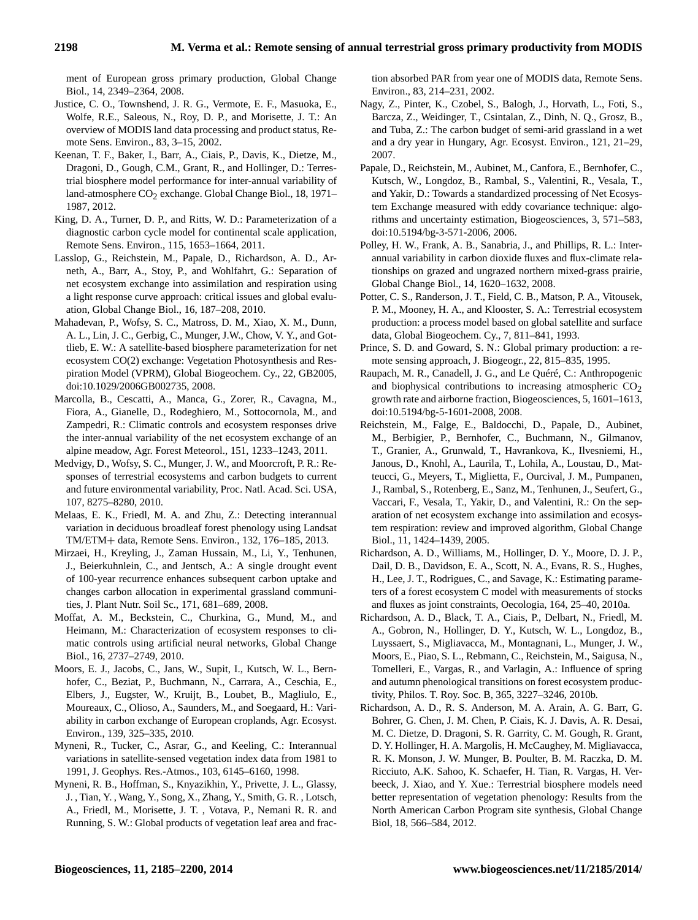ment of European gross primary production, Global Change Biol., 14, 2349–2364, 2008.

Justice, C. O., Townshend, J. R. G., Vermote, E. F., Masuoka, E., Wolfe, R.E., Saleous, N., Roy, D. P., and Morisette, J. T.: An overview of MODIS land data processing and product status, Remote Sens. Environ., 83, 3–15, 2002.

Keenan, T. F., Baker, I., Barr, A., Ciais, P., Davis, K., Dietze, M., Dragoni, D., Gough, C.M., Grant, R., and Hollinger, D.: Terrestrial biosphere model performance for inter-annual variability of land-atmosphere $CO_2$ exchange. Global Change Biol., 18, 1971–1987, 2012.

King, D. A., Turner, D. P., and Ritts, W. D.: Parameterization of a diagnostic carbon cycle model for continental scale application, Remote Sens. Environ., 115, 1653–1664, 2011.

Lasslop, G., Reichstein, M., Papale, D., Richardson, A. D., Arneth, A., Barr, A., Stoy, P., and Wohlfahrt, G.: Separation of net ecosystem exchange into assimilation and respiration using a light response curve approach: critical issues and global evaluation, Global Change Biol., 16, 187–208, 2010.

Mahadevan, P., Wofsy, S. C., Matross, D. M., Xiao, X. M., Dunn, A. L., Lin, J. C., Gerbig, C., Munger, J.W., Chow, V. Y., and Gottlieb, E. W.: A satellite-based biosphere parameterization for net ecosystem CO(2) exchange: Vegetation Photosynthesis and Respiration Model (VPRM), Global Biogeochem. Cy., 22, GB2005, doi:10.1029/2006GB002735, 2008.

Marcolla, B., Cescatti, A., Manca, G., Zorer, R., Cavagna, M., Fiora, A., Gianelle, D., Rodeghiero, M., Sottocornola, M., and Zampedri, R.: Climatic controls and ecosystem responses drive the inter-annual variability of the net ecosystem exchange of an alpine meadow, Agr. Forest Meteorol., 151, 1233–1243, 2011.

Medvigy, D., Wofsy, S. C., Munger, J. W., and Moorcroft, P. R.: Responses of terrestrial ecosystems and carbon budgets to current and future environmental variability, Proc. Natl. Acad. Sci. USA, 107, 8275–8280, 2010.

Melaas, E. K., Friedl, M. A. and Zhu, Z.: Detecting interannual variation in deciduous broadleaf forest phenology using Landsat TM/ETM+ data, Remote Sens. Environ., 132, 176–185, 2013.

Mirzaei, H., Kreyling, J., Zaman Hussain, M., Li, Y., Tenhunen, J., Beierkuhnlein, C., and Jentsch, A.: A single drought event of 100-year recurrence enhances subsequent carbon uptake and changes carbon allocation in experimental grassland communities, J. Plant Nutr. Soil Sc., 171, 681–689, 2008.

Moffat, A. M., Beckstein, C., Churkina, G., Mund, M., and Heimann, M.: Characterization of ecosystem responses to climatic controls using artificial neural networks, Global Change Biol., 16, 2737–2749, 2010.

Moors, E. J., Jacobs, C., Jans, W., Supit, I., Kutsch, W. L., Bernhofer, C., Beziat, P., Buchmann, N., Carrara, A., Ceschia, E., Elbers, J., Eugster, W., Kruijt, B., Loubet, B., Magliulo, E., Moureaux, C., Olioso, A., Saunders, M., and Soegaard, H.: Variability in carbon exchange of European croplands, Agr. Ecosyst. Environ., 139, 325–335, 2010.

Myneni, R., Tucker, C., Asrar, G., and Keeling, C.: Interannual variations in satellite-sensed vegetation index data from 1981 to 1991, J. Geophys. Res.-Atmos., 103, 6145–6160, 1998.

Myneni, R. B., Hoffman, S., Knyazikhin, Y., Privette, J. L., Glassy, J. , Tian, Y. , Wang, Y., Song, X., Zhang, Y., Smith, G. R. , Lotsch, A., Friedl, M., Morisette, J. T. , Votava, P., Nemani R. R. and Running, S. W.: Global products of vegetation leaf area and fraction absorbed PAR from year one of MODIS data, Remote Sens. Environ., 83, 214–231, 2002.

Nagy, Z., Pinter, K., Czobel, S., Balogh, J., Horvath, L., Foti, S., Barcza, Z., Weidinger, T., Csintalan, Z., Dinh, N. Q., Grosz, B., and Tuba, Z.: The carbon budget of semi-arid grassland in a wet and a dry year in Hungary, Agr. Ecosyst. Environ., 121, 21–29, 2007.

Papale, D., Reichstein, M., Aubinet, M., Canfora, E., Bernhofer, C., Kutsch, W., Longdoz, B., Rambal, S., Valentini, R., Vesala, T., and Yakir, D.: Towards a standardized processing of Net Ecosystem Exchange measured with eddy covariance technique: algorithms and uncertainty estimation, Biogeosciences, 3, 571–583, doi:10.5194/bg-3-571-2006, 2006.

Polley, H. W., Frank, A. B., Sanabria, J., and Phillips, R. L.: Interannual variability in carbon dioxide fluxes and flux-climate relationships on grazed and ungrazed northern mixed-grass prairie, Global Change Biol., 14, 1620–1632, 2008.

Potter, C. S., Randerson, J. T., Field, C. B., Matson, P. A., Vitousek, P. M., Mooney, H. A., and Klooster, S. A.: Terrestrial ecosystem production: a process model based on global satellite and surface data, Global Biogeochem. Cy., 7, 811–841, 1993.

Prince, S. D. and Goward, S. N.: Global primary production: a remote sensing approach, J. Biogeogr., 22, 815–835, 1995.

Raupach, M. R., Canadell, J. G., and Le Quéré, C.: Anthropogenic and biophysical contributions to increasing atmospheric $CO_2$ growth rate and airborne fraction, Biogeosciences, 5, 1601–1613, doi:10.5194/bg-5-1601-2008, 2008.

Reichstein, M., Falge, E., Baldocchi, D., Papale, D., Aubinet, M., Berbigier, P., Bernhofer, C., Buchmann, N., Gilmanov, T., Granier, A., Grunwald, T., Havrankova, K., Ilvesniemi, H., Janous, D., Knohl, A., Laurila, T., Lohila, A., Loustau, D., Matteucci, G., Meyers, T., Miglietta, F., Ourcival, J. M., Pumpanen, J., Rambal, S., Rotenberg, E., Sanz, M., Tenhunen, J., Seufert, G., Vaccari, F., Vesala, T., Yakir, D., and Valentini, R.: On the separation of net ecosystem exchange into assimilation and ecosystem respiration: review and improved algorithm, Global Change Biol., 11, 1424–1439, 2005.

Richardson, A. D., Williams, M., Hollinger, D. Y., Moore, D. J. P., Dail, D. B., Davidson, E. A., Scott, N. A., Evans, R. S., Hughes, H., Lee, J. T., Rodrigues, C., and Savage, K.: Estimating parameters of a forest ecosystem C model with measurements of stocks and fluxes as joint constraints, Oecologia, 164, 25–40, 2010a.

Richardson, A. D., Black, T. A., Ciais, P., Delbart, N., Friedl, M. A., Gobron, N., Hollinger, D. Y., Kutsch, W. L., Longdoz, B., Luyssaert, S., Migliavacca, M., Montagnani, L., Munger, J. W., Moors, E., Piao, S. L., Rebmann, C., Reichstein, M., Saigusa, N., Tomelleri, E., Vargas, R., and Varlagin, A.: Influence of spring and autumn phenological transitions on forest ecosystem productivity, Philos. T. Roy. Soc. B, 365, 3227–3246, 2010b.

Richardson, A. D., R. S. Anderson, M. A. Arain, A. G. Barr, G. Bohrer, G. Chen, J. M. Chen, P. Ciais, K. J. Davis, A. R. Desai, M. C. Dietze, D. Dragoni, S. R. Garrity, C. M. Gough, R. Grant, D. Y. Hollinger, H. A. Margolis, H. McCaughey, M. Migliavacca, R. K. Monson, J. W. Munger, B. Poulter, B. M. Raczka, D. M. Ricciuto, A.K. Sahoo, K. Schaefer, H. Tian, R. Vargas, H. Verbeeck, J. Xiao, and Y. Xue.: Terrestrial biosphere models need better representation of vegetation phenology: Results from the North American Carbon Program site synthesis, Global Change Biol, 18, 566–584, 2012.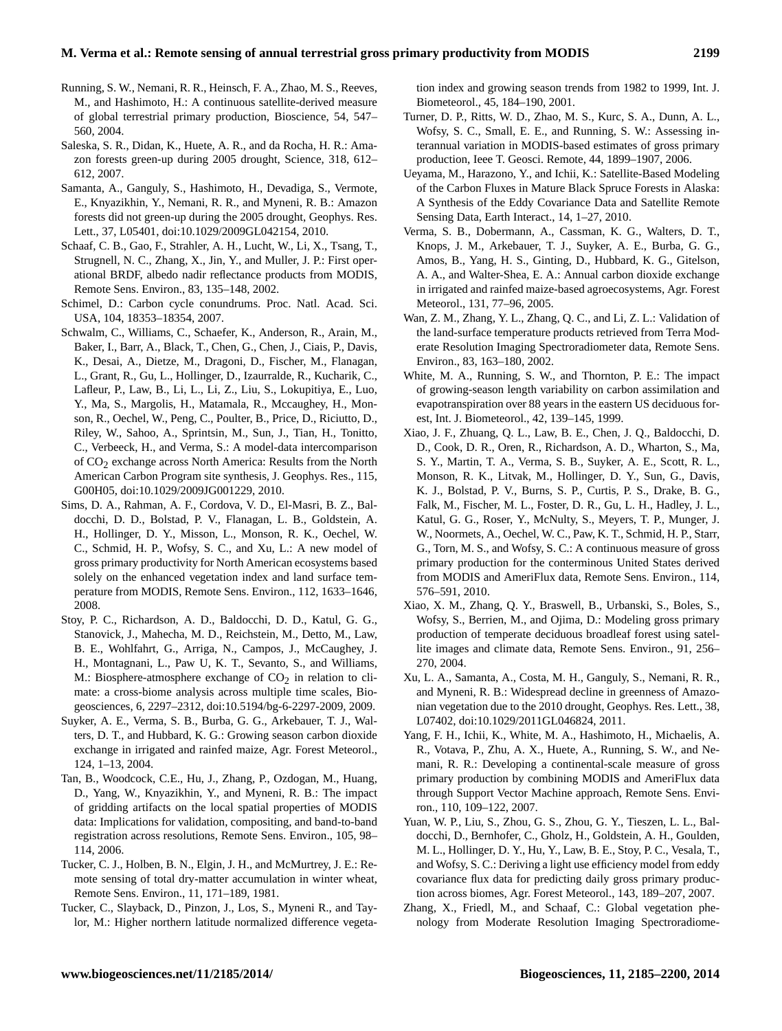Running, S. W., Nemani, R. R., Heinsch, F. A., Zhao, M. S., Reeves, M., and Hashimoto, H.: A continuous satellite-derived measure of global terrestrial primary production, Bioscience, 54, 547–560, 2004.

Saleska, S. R., Didan, K., Huete, A. R., and da Rocha, H. R.: Amazon forests green-up during 2005 drought, Science, 318, 612–612, 2007.

Samanta, A., Ganguly, S., Hashimoto, H., Devadiga, S., Vermote, E., Knyazikhin, Y., Nemani, R. R., and Myneni, R. B.: Amazon forests did not green-up during the 2005 drought, Geophys. Res. Lett., 37, L05401, doi:10.1029/2009GL042154, 2010.

Schaaf, C. B., Gao, F., Strahler, A. H., Lucht, W., Li, X., Tsang, T., Strugnell, N. C., Zhang, X., Jin, Y., and Muller, J. P.: First operational BRDF, albedo nadir reflectance products from MODIS, Remote Sens. Environ., 83, 135–148, 2002.

Schimel, D.: Carbon cycle conundrums. Proc. Natl. Acad. Sci. USA, 104, 18353–18354, 2007.

Schwalm, C., Williams, C., Schaefer, K., Anderson, R., Arain, M., Baker, I., Barr, A., Black, T., Chen, G., Chen, J., Ciais, P., Davis, K., Desai, A., Dietze, M., Dragoni, D., Fischer, M., Flanagan, L., Grant, R., Gu, L., Hollinger, D., Izaurralde, R., Kucharik, C., Lafleur, P., Law, B., Li, L., Li, Z., Liu, S., Lokupitiya, E., Luo, Y., Ma, S., Margolis, H., Matamala, R., Mccaughey, H., Monson, R., Oechel, W., Peng, C., Poulter, B., Price, D., Riciutto, D., Riley, W., Sahoo, A., Sprintsin, M., Sun, J., Tian, H., Tonitto, C., Verbeeck, H., and Verma, S.: A model-data intercomparison of $CO_2$ exchange across North America: Results from the North American Carbon Program site synthesis, J. Geophys. Res., 115, G00H05, doi:10.1029/2009JG001229, 2010.

Sims, D. A., Rahman, A. F., Cordova, V. D., El-Masri, B. Z., Baldocchi, D. D., Bolstad, P. V., Flanagan, L. B., Goldstein, A. H., Hollinger, D. Y., Misson, L., Monson, R. K., Oechel, W. C., Schmid, H. P., Wofsy, S. C., and Xu, L.: A new model of gross primary productivity for North American ecosystems based solely on the enhanced vegetation index and land surface temperature from MODIS, Remote Sens. Environ., 112, 1633–1646, 2008.

Stoy, P. C., Richardson, A. D., Baldocchi, D. D., Katul, G. G., Stanovick, J., Mahecha, M. D., Reichstein, M., Detto, M., Law, B. E., Wohlfahrt, G., Arriga, N., Campos, J., McCaughey, J. H., Montagnani, L., Paw U, K. T., Sevanto, S., and Williams, M.: Biosphere-atmosphere exchange of $CO_2$ in relation to climate: a cross-biome analysis across multiple time scales, Biogeosciences, 6, 2297–2312, doi:10.5194/bg-6-2297-2009, 2009.

Suyker, A. E., Verma, S. B., Burba, G. G., Arkebauer, T. J., Walters, D. T., and Hubbard, K. G.: Growing season carbon dioxide exchange in irrigated and rainfed maize, Agr. Forest Meteorol., 124, 1–13, 2004.

Tan, B., Woodcock, C.E., Hu, J., Zhang, P., Ozdogan, M., Huang, D., Yang, W., Knyazikhin, Y., and Myneni, R. B.: The impact of gridding artifacts on the local spatial properties of MODIS data: Implications for validation, compositing, and band-to-band registration across resolutions, Remote Sens. Environ., 105, 98–114, 2006.

Tucker, C. J., Holben, B. N., Elgin, J. H., and McMurtrey, J. E.: Remote sensing of total dry-matter accumulation in winter wheat, Remote Sens. Environ., 11, 171–189, 1981.

Tucker, C., Slayback, D., Pinzon, J., Los, S., Myneni R., and Taylor, M.: Higher northern latitude normalized difference vegetation index and growing season trends from 1982 to 1999, Int. J. Biometeorol., 45, 184–190, 2001.

Turner, D. P., Ritts, W. D., Zhao, M. S., Kurc, S. A., Dunn, A. L., Wofsy, S. C., Small, E. E., and Running, S. W.: Assessing interannual variation in MODIS-based estimates of gross primary production, Ieee T. Geosci. Remote, 44, 1899–1907, 2006.

Ueyama, M., Harazono, Y., and Ichii, K.: Satellite-Based Modeling of the Carbon Fluxes in Mature Black Spruce Forests in Alaska: A Synthesis of the Eddy Covariance Data and Satellite Remote Sensing Data, Earth Interact., 14, 1–27, 2010.

Verma, S. B., Dobermann, A., Cassman, K. G., Walters, D. T., Knops, J. M., Arkebauer, T. J., Suyker, A. E., Burba, G. G., Amos, B., Yang, H. S., Ginting, D., Hubbard, K. G., Gitelson, A. A., and Walter-Shea, E. A.: Annual carbon dioxide exchange in irrigated and rainfed maize-based agroecosystems, Agr. Forest Meteorol., 131, 77–96, 2005.

Wan, Z. M., Zhang, Y. L., Zhang, Q. C., and Li, Z. L.: Validation of the land-surface temperature products retrieved from Terra Moderate Resolution Imaging Spectroradiometer data, Remote Sens. Environ., 83, 163–180, 2002.

White, M. A., Running, S. W., and Thornton, P. E.: The impact of growing-season length variability on carbon assimilation and evapotranspiration over 88 years in the eastern US deciduous forest, Int. J. Biometeorol., 42, 139–145, 1999.

Xiao, J. F., Zhuang, Q. L., Law, B. E., Chen, J. Q., Baldocchi, D. D., Cook, D. R., Oren, R., Richardson, A. D., Wharton, S., Ma, S. Y., Martin, T. A., Verma, S. B., Suyker, A. E., Scott, R. L., Monson, R. K., Litvak, M., Hollinger, D. Y., Sun, G., Davis, K. J., Bolstad, P. V., Burns, S. P., Curtis, P. S., Drake, B. G., Falk, M., Fischer, M. L., Foster, D. R., Gu, L. H., Hadley, J. L., Katul, G. G., Roser, Y., McNulty, S., Meyers, T. P., Munger, J. W., Noormets, A., Oechel, W. C., Paw, K. T., Schmid, H. P., Starr, G., Torn, M. S., and Wofsy, S. C.: A continuous measure of gross primary production for the conterminous United States derived from MODIS and AmeriFlux data, Remote Sens. Environ., 114, 576–591, 2010.

Xiao, X. M., Zhang, Q. Y., Braswell, B., Urbanski, S., Boles, S., Wofsy, S., Berrien, M., and Ojima, D.: Modeling gross primary production of temperate deciduous broadleaf forest using satellite images and climate data, Remote Sens. Environ., 91, 256–270, 2004.

Xu, L. A., Samanta, A., Costa, M. H., Ganguly, S., Nemani, R. R., and Myneni, R. B.: Widespread decline in greenness of Amazonian vegetation due to the 2010 drought, Geophys. Res. Lett., 38, L07402, doi:10.1029/2011GL046824, 2011.

Yang, F. H., Ichii, K., White, M. A., Hashimoto, H., Michaelis, A. R., Votava, P., Zhu, A. X., Huete, A., Running, S. W., and Nemani, R. R.: Developing a continental-scale measure of gross primary production by combining MODIS and AmeriFlux data through Support Vector Machine approach, Remote Sens. Environ., 110, 109–122, 2007.

Yuan, W. P., Liu, S., Zhou, G. S., Zhou, G. Y., Tieszen, L. L., Baldocchi, D., Bernhofer, C., Gholz, H., Goldstein, A. H., Goulden, M. L., Hollinger, D. Y., Hu, Y., Law, B. E., Stoy, P. C., Vesala, T., and Wofsy, S. C.: Deriving a light use efficiency model from eddy covariance flux data for predicting daily gross primary production across biomes, Agr. Forest Meteorol., 143, 189–207, 2007.

Zhang, X., Friedl, M., and Schaaf, C.: Global vegetation phenology from Moderate Resolution Imaging Spectroradiome-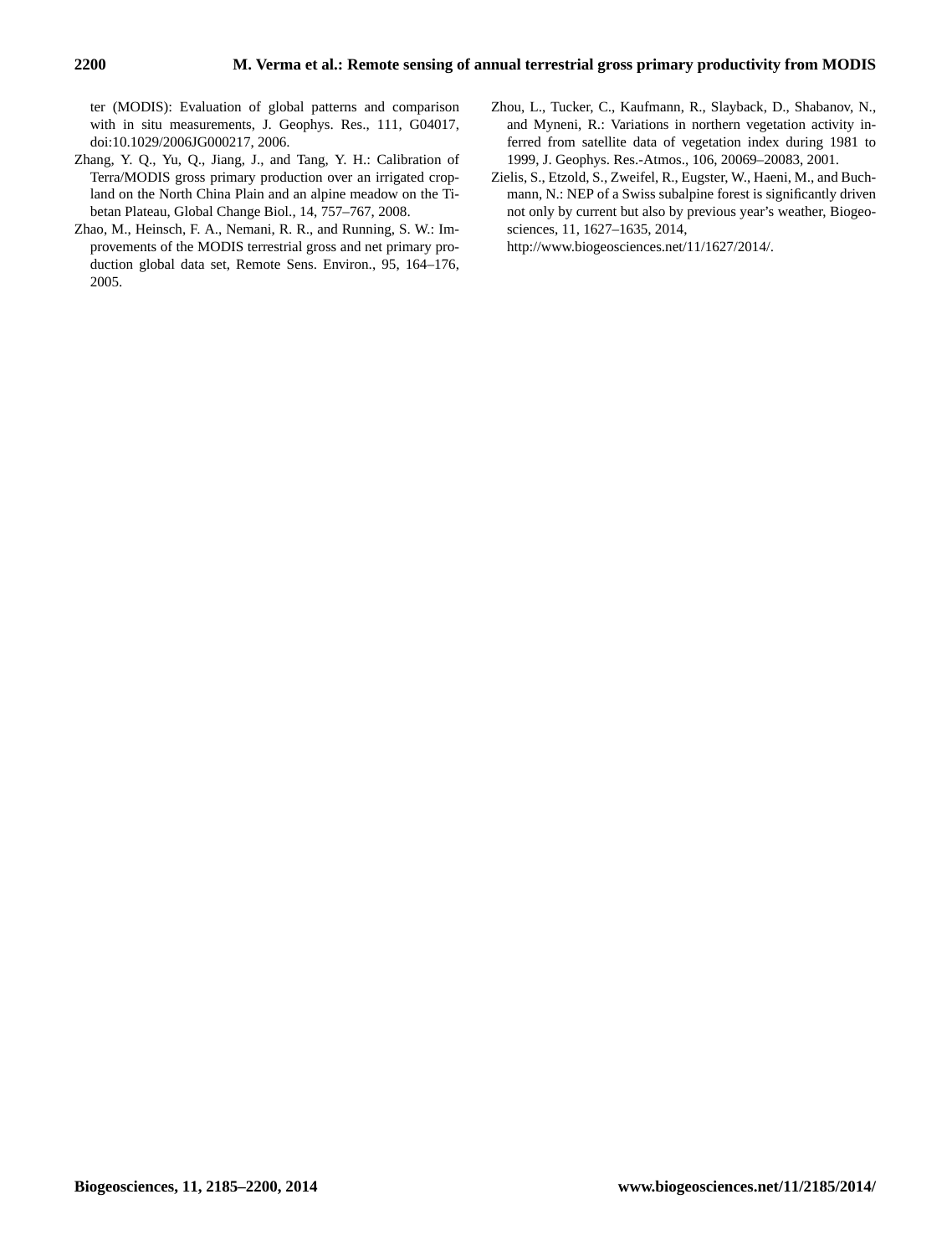ter (MODIS): Evaluation of global patterns and comparison with in situ measurements, J. Geophys. Res., 111, G04017, doi:10.1029/2006JG000217, 2006.

Zhang, Y. Q., Yu, Q., Jiang, J., and Tang, Y. H.: Calibration of Terra/MODIS gross primary production over an irrigated cropland on the North China Plain and an alpine meadow on the Tibetan Plateau, Global Change Biol., 14, 757–767, 2008.

Zhao, M., Heinsch, F. A., Nemani, R. R., and Running, S. W.: Improvements of the MODIS terrestrial gross and net primary production global data set, Remote Sens. Environ., 95, 164–176, 2005.

Zhou, L., Tucker, C., Kaufmann, R., Slayback, D., Shabanov, N., and Myneni, R.: Variations in northern vegetation activity inferred from satellite data of vegetation index during 1981 to 1999, J. Geophys. Res.-Atmos., 106, 20069–20083, 2001.

Zielis, S., Etzold, S., Zweifel, R., Eugster, W., Haeni, M., and Buchmann, N.: NEP of a Swiss subalpine forest is significantly driven not only by current but also by previous year's weather, Biogeosciences, 11, 1627–1635, 2014, http://www.biogeosciences.net/11/1627/2014/.